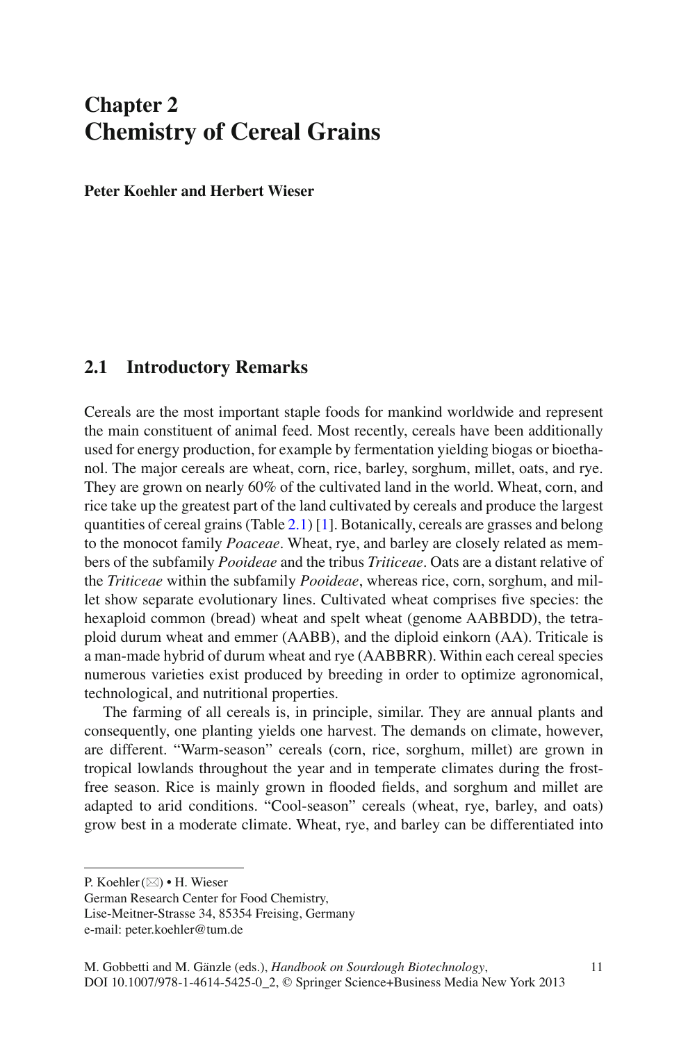# Chapter 2
# Chemistry of Cereal Grains

**Peter Koehler and Herbert Wieser**

## 2.1 Introductory Remarks

Cereals are the most important staple foods for mankind worldwide and represent the main constituent of animal feed. Most recently, cereals have been additionally used for energy production, for example by fermentation yielding biogas or bioethanol. The major cereals are wheat, corn, rice, barley, sorghum, millet, oats, and rye. They are grown on nearly 60% of the cultivated land in the world. Wheat, corn, and rice take up the greatest part of the land cultivated by cereals and produce the largest quantities of cereal grains (Table 2.1) [1]. Botanically, cereals are grasses and belong to the monocot family *Poaceae*. Wheat, rye, and barley are closely related as members of the subfamily *Pooideae* and the tribus *Triticeae*. Oats are a distant relative of the *Triticeae* within the subfamily *Pooideae*, whereas rice, corn, sorghum, and millet show separate evolutionary lines. Cultivated wheat comprises five species: the hexaploid common (bread) wheat and spelt wheat (genome AABBDD), the tetraploid durum wheat and emmer (AABB), and the diploid einkorn (AA). Triticale is a man-made hybrid of durum wheat and rye (AABBRR). Within each cereal species numerous varieties exist produced by breeding in order to optimize agronomical, technological, and nutritional properties.

The farming of all cereals is, in principle, similar. They are annual plants and consequently, one planting yields one harvest. The demands on climate, however, are different. "Warm-season" cereals (corn, rice, sorghum, millet) are grown in tropical lowlands throughout the year and in temperate climates during the frost-free season. Rice is mainly grown in flooded fields, and sorghum and millet are adapted to arid conditions. "Cool-season" cereals (wheat, rye, barley, and oats) grow best in a moderate climate. Wheat, rye, and barley can be differentiated into

---

P. Koehler (✉) • H. Wieser
German Research Center for Food Chemistry,
Lise-Meitner-Strasse 34, 85354 Freising, Germany
e-mail: peter.koehler@tum.de

M. Gobbetti and M. Gänzle (eds.), *Handbook on Sourdough Biotechnology*,
DOI 10.1007/978-1-4614-5425-0_2, © Springer Science+Business Media New York 2013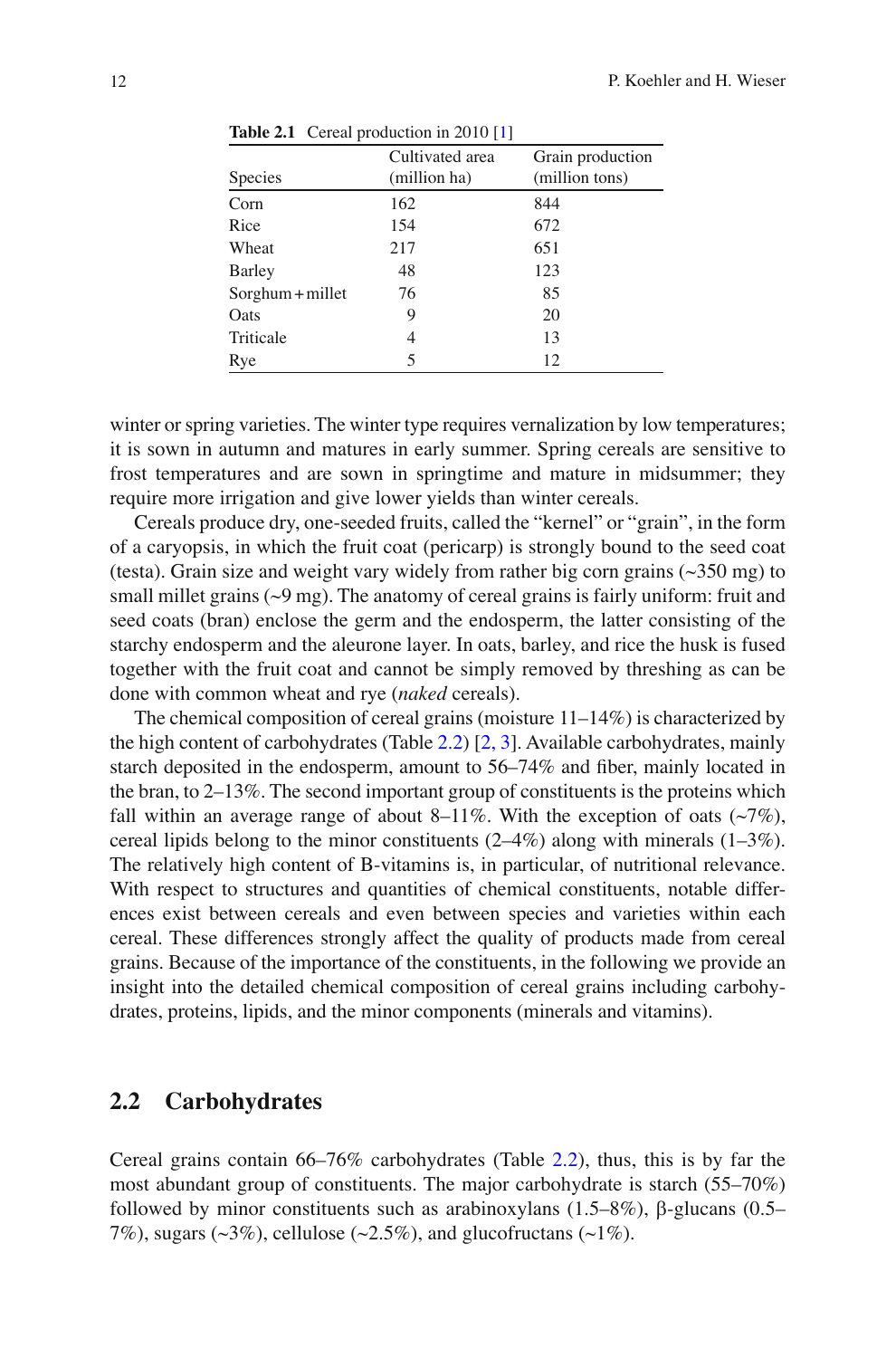**Table 2.1** Cereal production in 2010 [1]

| Species | Cultivated area (million ha) | Grain production (million tons) |
|---|---|---|
| Corn | 162 | 844 |
| Rice | 154 | 672 |
| Wheat | 217 | 651 |
| Barley | 48 | 123 |
| Sorghum + millet | 76 | 85 |
| Oats | 9 | 20 |
| Triticale | 4 | 13 |
| Rye | 5 | 12 |

winter or spring varieties. The winter type requires vernalization by low temperatures; it is sown in autumn and matures in early summer. Spring cereals are sensitive to frost temperatures and are sown in springtime and mature in midsummer; they require more irrigation and give lower yields than winter cereals.

Cereals produce dry, one-seeded fruits, called the "kernel" or "grain", in the form of a caryopsis, in which the fruit coat (pericarp) is strongly bound to the seed coat (testa). Grain size and weight vary widely from rather big corn grains (~350 mg) to small millet grains (~9 mg). The anatomy of cereal grains is fairly uniform: fruit and seed coats (bran) enclose the germ and the endosperm, the latter consisting of the starchy endosperm and the aleurone layer. In oats, barley, and rice the husk is fused together with the fruit coat and cannot be simply removed by threshing as can be done with common wheat and rye (*naked* cereals).

The chemical composition of cereal grains (moisture 11–14%) is characterized by the high content of carbohydrates (Table 2.2) [2, 3]. Available carbohydrates, mainly starch deposited in the endosperm, amount to 56–74% and fiber, mainly located in the bran, to 2–13%. The second important group of constituents is the proteins which fall within an average range of about 8–11%. With the exception of oats (~7%), cereal lipids belong to the minor constituents (2–4%) along with minerals (1–3%). The relatively high content of B-vitamins is, in particular, of nutritional relevance. With respect to structures and quantities of chemical constituents, notable differences exist between cereals and even between species and varieties within each cereal. These differences strongly affect the quality of products made from cereal grains. Because of the importance of the constituents, in the following we provide an insight into the detailed chemical composition of cereal grains including carbohydrates, proteins, lipids, and the minor components (minerals and vitamins).

## 2.2 Carbohydrates

Cereal grains contain 66–76% carbohydrates (Table 2.2), thus, this is by far the most abundant group of constituents. The major carbohydrate is starch (55–70%) followed by minor constituents such as arabinoxylans (1.5–8%), β-glucans (0.5–7%), sugars (~3%), cellulose (~2.5%), and glucofructans (~1%).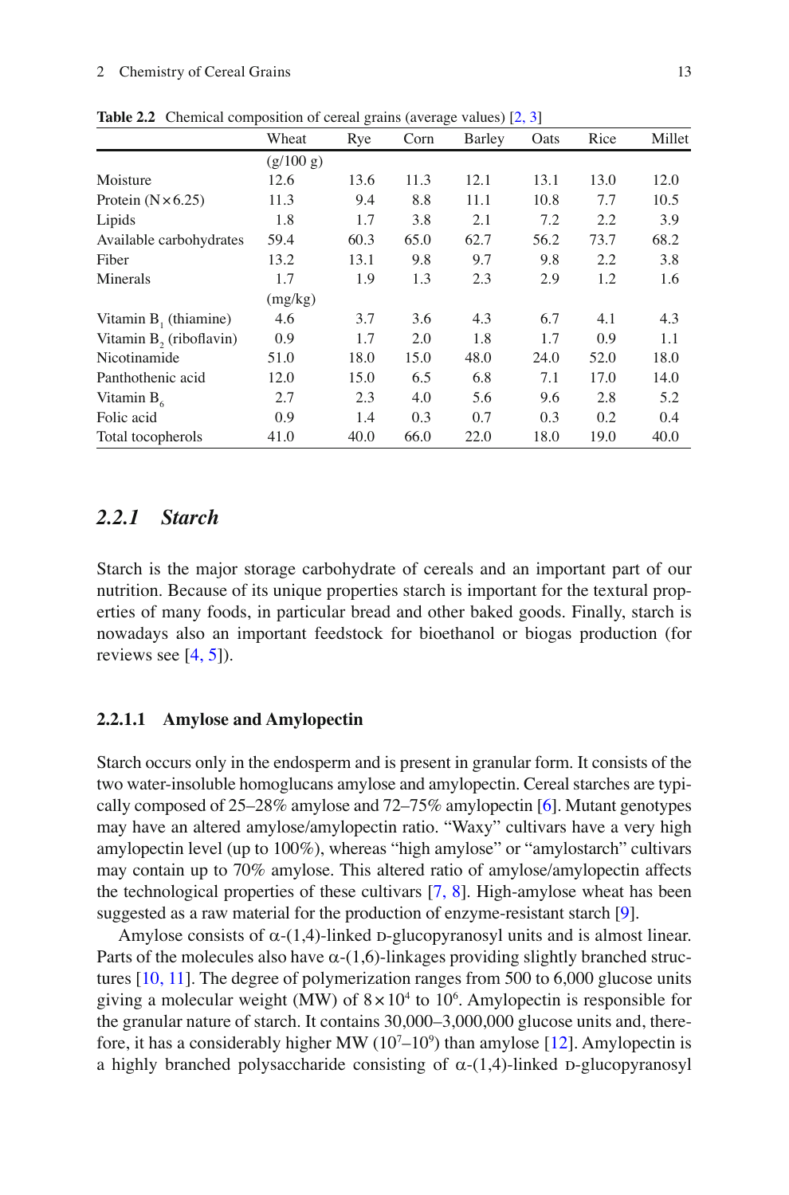**Table 2.2** Chemical composition of cereal grains (average values) [2, 3]

| | Wheat | Rye | Corn | Barley | Oats | Rice | Millet |
|---|---|---|---|---|---|---|---|
| | (g/100 g) | | | | | | |
| Moisture | 12.6 | 13.6 | 11.3 | 12.1 | 13.1 | 13.0 | 12.0 |
| Protein (N × 6.25) | 11.3 | 9.4 | 8.8 | 11.1 | 10.8 | 7.7 | 10.5 |
| Lipids | 1.8 | 1.7 | 3.8 | 2.1 | 7.2 | 2.2 | 3.9 |
| Available carbohydrates | 59.4 | 60.3 | 65.0 | 62.7 | 56.2 | 73.7 | 68.2 |
| Fiber | 13.2 | 13.1 | 9.8 | 9.7 | 9.8 | 2.2 | 3.8 |
| Minerals | 1.7 | 1.9 | 1.3 | 2.3 | 2.9 | 1.2 | 1.6 |
| | (mg/kg) | | | | | | |
| Vitamin $B_1$ (thiamine) | 4.6 | 3.7 | 3.6 | 4.3 | 6.7 | 4.1 | 4.3 |
| Vitamin $B_2$ (riboflavin) | 0.9 | 1.7 | 2.0 | 1.8 | 1.7 | 0.9 | 1.1 |
| Nicotinamide | 51.0 | 18.0 | 15.0 | 48.0 | 24.0 | 52.0 | 18.0 |
| Panthothenic acid | 12.0 | 15.0 | 6.5 | 6.8 | 7.1 | 17.0 | 14.0 |
| Vitamin $B_6$ | 2.7 | 2.3 | 4.0 | 5.6 | 9.6 | 2.8 | 5.2 |
| Folic acid | 0.9 | 1.4 | 0.3 | 0.7 | 0.3 | 0.2 | 0.4 |
| Total tocopherols | 41.0 | 40.0 | 66.0 | 22.0 | 18.0 | 19.0 | 40.0 |

## *2.2.1 Starch*

Starch is the major storage carbohydrate of cereals and an important part of our nutrition. Because of its unique properties starch is important for the textural properties of many foods, in particular bread and other baked goods. Finally, starch is nowadays also an important feedstock for bioethanol or biogas production (for reviews see [4, 5]).

### 2.2.1.1 Amylose and Amylopectin

Starch occurs only in the endosperm and is present in granular form. It consists of the two water-insoluble homoglucans amylose and amylopectin. Cereal starches are typically composed of 25–28% amylose and 72–75% amylopectin [6]. Mutant genotypes may have an altered amylose/amylopectin ratio. "Waxy" cultivars have a very high amylopectin level (up to 100%), whereas "high amylose" or "amylostarch" cultivars may contain up to 70% amylose. This altered ratio of amylose/amylopectin affects the technological properties of these cultivars [7, 8]. High-amylose wheat has been suggested as a raw material for the production of enzyme-resistant starch [9].

Amylose consists of α-(1,4)-linked D-glucopyranosyl units and is almost linear. Parts of the molecules also have α-(1,6)-linkages providing slightly branched structures [10, 11]. The degree of polymerization ranges from 500 to 6,000 glucose units giving a molecular weight (MW) of $8 \times 10^4$ to $10^6$. Amylopectin is responsible for the granular nature of starch. It contains 30,000–3,000,000 glucose units and, therefore, it has a considerably higher MW ($10^7$–$10^9$) than amylose [12]. Amylopectin is a highly branched polysaccharide consisting of α-(1,4)-linked D-glucopyranosyl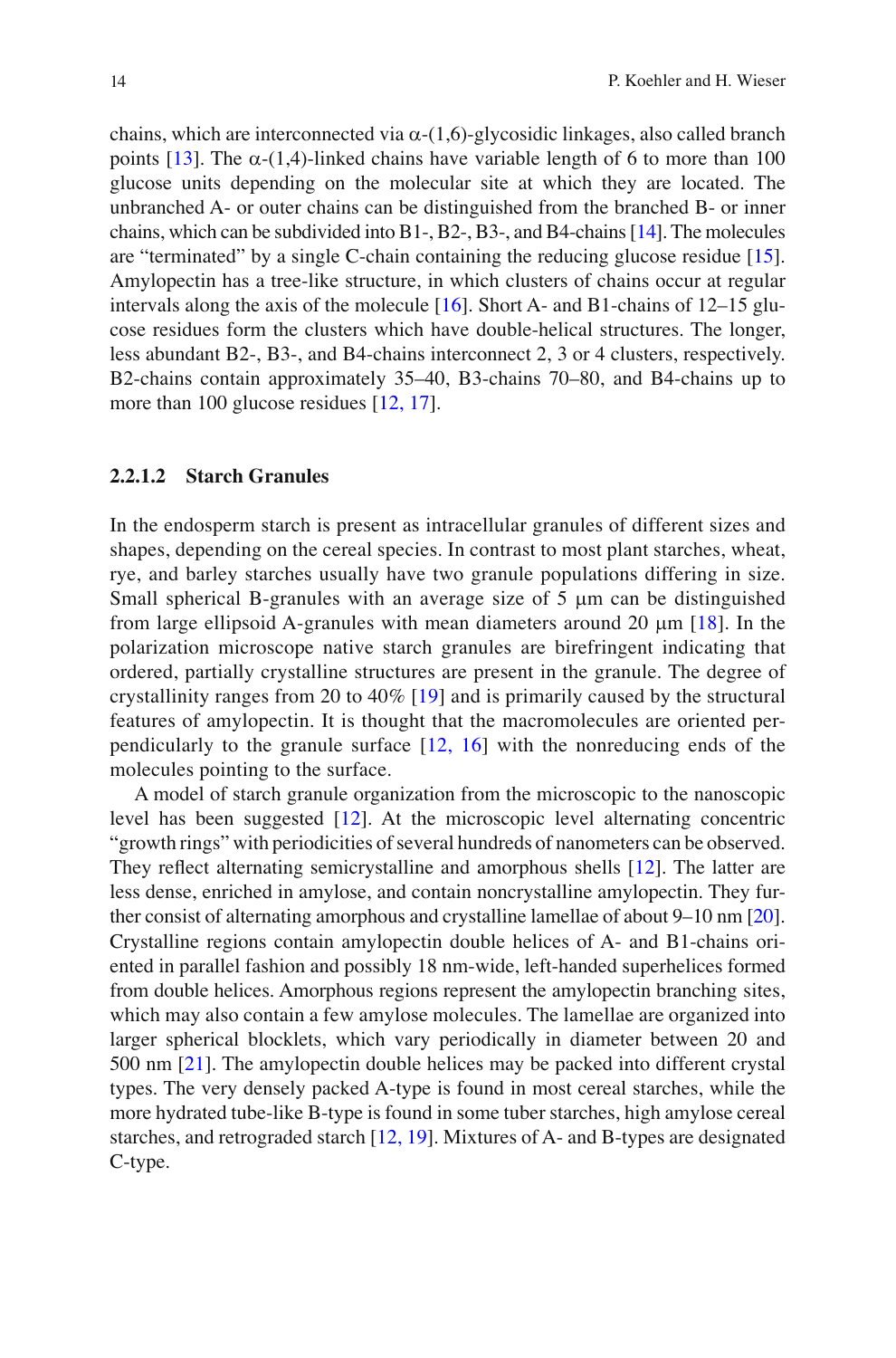chains, which are interconnected via α-(1,6)-glycosidic linkages, also called branch points [13]. The α-(1,4)-linked chains have variable length of 6 to more than 100 glucose units depending on the molecular site at which they are located. The unbranched A- or outer chains can be distinguished from the branched B- or inner chains, which can be subdivided into B1-, B2-, B3-, and B4-chains [14]. The molecules are "terminated" by a single C-chain containing the reducing glucose residue [15]. Amylopectin has a tree-like structure, in which clusters of chains occur at regular intervals along the axis of the molecule [16]. Short A- and B1-chains of 12–15 glucose residues form the clusters which have double-helical structures. The longer, less abundant B2-, B3-, and B4-chains interconnect 2, 3 or 4 clusters, respectively. B2-chains contain approximately 35–40, B3-chains 70–80, and B4-chains up to more than 100 glucose residues [12, 17].

#### 2.2.1.2 Starch Granules

In the endosperm starch is present as intracellular granules of different sizes and shapes, depending on the cereal species. In contrast to most plant starches, wheat, rye, and barley starches usually have two granule populations differing in size. Small spherical B-granules with an average size of 5 μm can be distinguished from large ellipsoid A-granules with mean diameters around 20 μm [18]. In the polarization microscope native starch granules are birefringent indicating that ordered, partially crystalline structures are present in the granule. The degree of crystallinity ranges from 20 to 40% [19] and is primarily caused by the structural features of amylopectin. It is thought that the macromolecules are oriented perpendicularly to the granule surface [12, 16] with the nonreducing ends of the molecules pointing to the surface.

A model of starch granule organization from the microscopic to the nanoscopic level has been suggested [12]. At the microscopic level alternating concentric "growth rings" with periodicities of several hundreds of nanometers can be observed. They reflect alternating semicrystalline and amorphous shells [12]. The latter are less dense, enriched in amylose, and contain noncrystalline amylopectin. They further consist of alternating amorphous and crystalline lamellae of about 9–10 nm [20]. Crystalline regions contain amylopectin double helices of A- and B1-chains oriented in parallel fashion and possibly 18 nm-wide, left-handed superhelices formed from double helices. Amorphous regions represent the amylopectin branching sites, which may also contain a few amylose molecules. The lamellae are organized into larger spherical blocklets, which vary periodically in diameter between 20 and 500 nm [21]. The amylopectin double helices may be packed into different crystal types. The very densely packed A-type is found in most cereal starches, while the more hydrated tube-like B-type is found in some tuber starches, high amylose cereal starches, and retrograded starch [12, 19]. Mixtures of A- and B-types are designated C-type.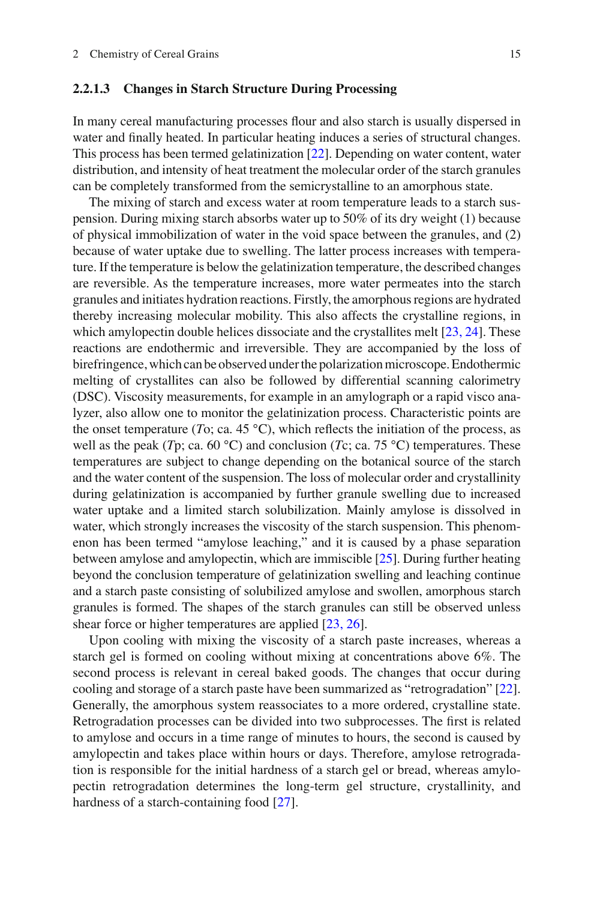#### 2.2.1.3 Changes in Starch Structure During Processing

In many cereal manufacturing processes flour and also starch is usually dispersed in water and finally heated. In particular heating induces a series of structural changes. This process has been termed gelatinization [22]. Depending on water content, water distribution, and intensity of heat treatment the molecular order of the starch granules can be completely transformed from the semicrystalline to an amorphous state.

The mixing of starch and excess water at room temperature leads to a starch suspension. During mixing starch absorbs water up to 50% of its dry weight (1) because of physical immobilization of water in the void space between the granules, and (2) because of water uptake due to swelling. The latter process increases with temperature. If the temperature is below the gelatinization temperature, the described changes are reversible. As the temperature increases, more water permeates into the starch granules and initiates hydration reactions. Firstly, the amorphous regions are hydrated thereby increasing molecular mobility. This also affects the crystalline regions, in which amylopectin double helices dissociate and the crystallites melt [23, 24]. These reactions are endothermic and irreversible. They are accompanied by the loss of birefringence, which can be observed under the polarization microscope. Endothermic melting of crystallites can also be followed by differential scanning calorimetry (DSC). Viscosity measurements, for example in an amylograph or a rapid visco analyzer, also allow one to monitor the gelatinization process. Characteristic points are the onset temperature ($T$o; ca. 45 °C), which reflects the initiation of the process, as well as the peak ($T$p; ca. 60 °C) and conclusion ($T$c; ca. 75 °C) temperatures. These temperatures are subject to change depending on the botanical source of the starch and the water content of the suspension. The loss of molecular order and crystallinity during gelatinization is accompanied by further granule swelling due to increased water uptake and a limited starch solubilization. Mainly amylose is dissolved in water, which strongly increases the viscosity of the starch suspension. This phenomenon has been termed "amylose leaching," and it is caused by a phase separation between amylose and amylopectin, which are immiscible [25]. During further heating beyond the conclusion temperature of gelatinization swelling and leaching continue and a starch paste consisting of solubilized amylose and swollen, amorphous starch granules is formed. The shapes of the starch granules can still be observed unless shear force or higher temperatures are applied [23, 26].

Upon cooling with mixing the viscosity of a starch paste increases, whereas a starch gel is formed on cooling without mixing at concentrations above 6%. The second process is relevant in cereal baked goods. The changes that occur during cooling and storage of a starch paste have been summarized as "retrogradation" [22]. Generally, the amorphous system reassociates to a more ordered, crystalline state. Retrogradation processes can be divided into two subprocesses. The first is related to amylose and occurs in a time range of minutes to hours, the second is caused by amylopectin and takes place within hours or days. Therefore, amylose retrogradation is responsible for the initial hardness of a starch gel or bread, whereas amylopectin retrogradation determines the long-term gel structure, crystallinity, and hardness of a starch-containing food [27].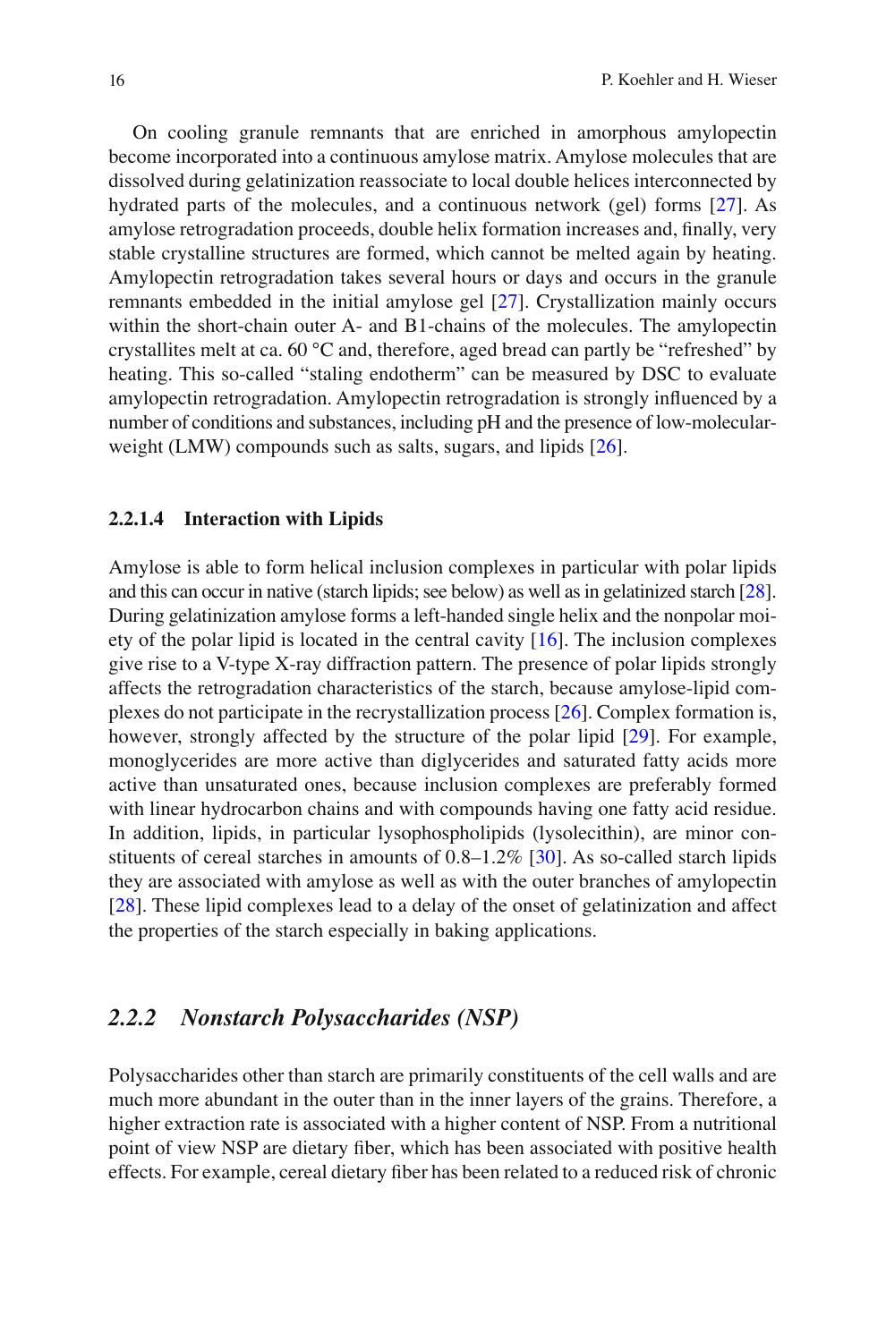On cooling granule remnants that are enriched in amorphous amylopectin become incorporated into a continuous amylose matrix. Amylose molecules that are dissolved during gelatinization reassociate to local double helices interconnected by hydrated parts of the molecules, and a continuous network (gel) forms [27]. As amylose retrogradation proceeds, double helix formation increases and, finally, very stable crystalline structures are formed, which cannot be melted again by heating. Amylopectin retrogradation takes several hours or days and occurs in the granule remnants embedded in the initial amylose gel [27]. Crystallization mainly occurs within the short-chain outer A- and B1-chains of the molecules. The amylopectin crystallites melt at ca. 60 °C and, therefore, aged bread can partly be "refreshed" by heating. This so-called "staling endotherm" can be measured by DSC to evaluate amylopectin retrogradation. Amylopectin retrogradation is strongly influenced by a number of conditions and substances, including pH and the presence of low-molecular-weight (LMW) compounds such as salts, sugars, and lipids [26].

#### 2.2.1.4 Interaction with Lipids

Amylose is able to form helical inclusion complexes in particular with polar lipids and this can occur in native (starch lipids; see below) as well as in gelatinized starch [28]. During gelatinization amylose forms a left-handed single helix and the nonpolar moiety of the polar lipid is located in the central cavity [16]. The inclusion complexes give rise to a V-type X-ray diffraction pattern. The presence of polar lipids strongly affects the retrogradation characteristics of the starch, because amylose-lipid complexes do not participate in the recrystallization process [26]. Complex formation is, however, strongly affected by the structure of the polar lipid [29]. For example, monoglycerides are more active than diglycerides and saturated fatty acids more active than unsaturated ones, because inclusion complexes are preferably formed with linear hydrocarbon chains and with compounds having one fatty acid residue. In addition, lipids, in particular lysophospholipids (lysolecithin), are minor constituents of cereal starches in amounts of 0.8–1.2% [30]. As so-called starch lipids they are associated with amylose as well as with the outer branches of amylopectin [28]. These lipid complexes lead to a delay of the onset of gelatinization and affect the properties of the starch especially in baking applications.

### *2.2.2 Nonstarch Polysaccharides (NSP)*

Polysaccharides other than starch are primarily constituents of the cell walls and are much more abundant in the outer than in the inner layers of the grains. Therefore, a higher extraction rate is associated with a higher content of NSP. From a nutritional point of view NSP are dietary fiber, which has been associated with positive health effects. For example, cereal dietary fiber has been related to a reduced risk of chronic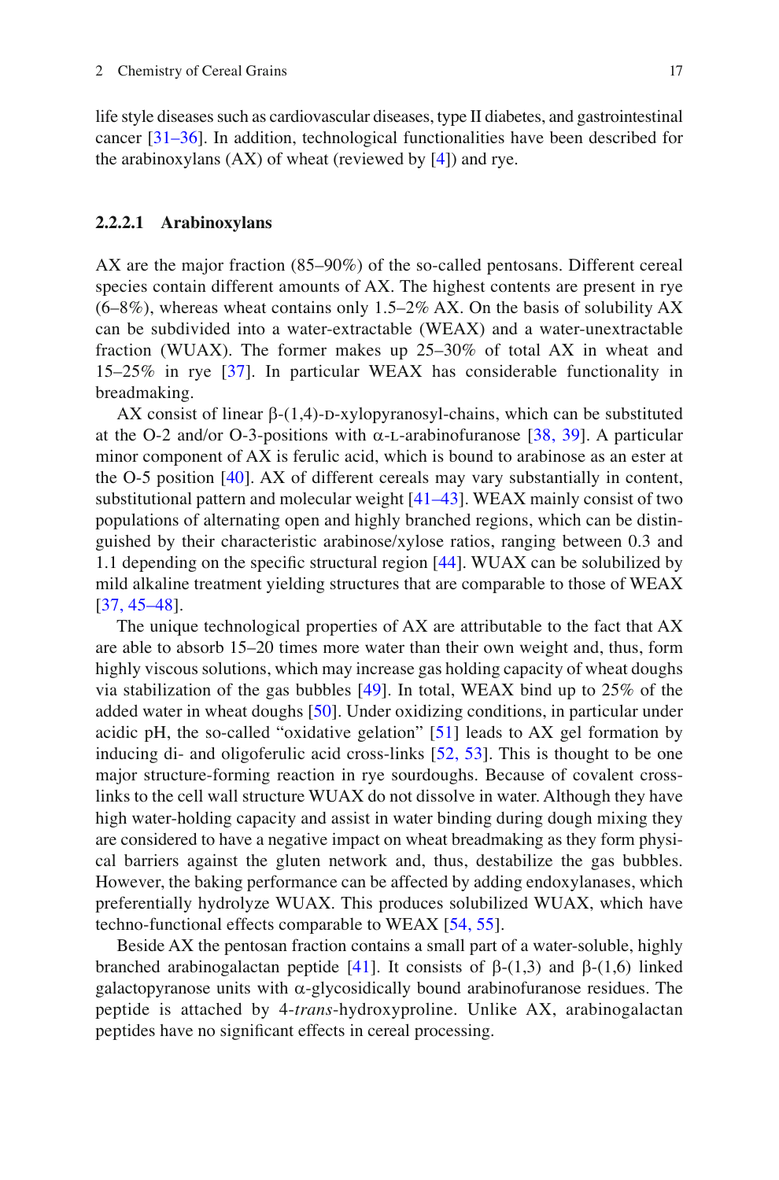life style diseases such as cardiovascular diseases, type II diabetes, and gastrointestinal cancer [31–36]. In addition, technological functionalities have been described for the arabinoxylans (AX) of wheat (reviewed by [4]) and rye.

#### 2.2.2.1 Arabinoxylans

AX are the major fraction (85–90%) of the so-called pentosans. Different cereal species contain different amounts of AX. The highest contents are present in rye (6–8%), whereas wheat contains only 1.5–2% AX. On the basis of solubility AX can be subdivided into a water-extractable (WEAX) and a water-unextractable fraction (WUAX). The former makes up 25–30% of total AX in wheat and 15–25% in rye [37]. In particular WEAX has considerable functionality in breadmaking.

AX consist of linear β-(1,4)-D-xylopyranosyl-chains, which can be substituted at the O-2 and/or O-3-positions with α-L-arabinofuranose [38, 39]. A particular minor component of AX is ferulic acid, which is bound to arabinose as an ester at the O-5 position [40]. AX of different cereals may vary substantially in content, substitutional pattern and molecular weight [41–43]. WEAX mainly consist of two populations of alternating open and highly branched regions, which can be distinguished by their characteristic arabinose/xylose ratios, ranging between 0.3 and 1.1 depending on the specific structural region [44]. WUAX can be solubilized by mild alkaline treatment yielding structures that are comparable to those of WEAX [37, 45–48].

The unique technological properties of AX are attributable to the fact that AX are able to absorb 15–20 times more water than their own weight and, thus, form highly viscous solutions, which may increase gas holding capacity of wheat doughs via stabilization of the gas bubbles [49]. In total, WEAX bind up to 25% of the added water in wheat doughs [50]. Under oxidizing conditions, in particular under acidic pH, the so-called "oxidative gelation" [51] leads to AX gel formation by inducing di- and oligoferulic acid cross-links [52, 53]. This is thought to be one major structure-forming reaction in rye sourdoughs. Because of covalent cross-links to the cell wall structure WUAX do not dissolve in water. Although they have high water-holding capacity and assist in water binding during dough mixing they are considered to have a negative impact on wheat breadmaking as they form physical barriers against the gluten network and, thus, destabilize the gas bubbles. However, the baking performance can be affected by adding endoxylanases, which preferentially hydrolyze WUAX. This produces solubilized WUAX, which have techno-functional effects comparable to WEAX [54, 55].

Beside AX the pentosan fraction contains a small part of a water-soluble, highly branched arabinogalactan peptide [41]. It consists of β-(1,3) and β-(1,6) linked galactopyranose units with α-glycosidically bound arabinofuranose residues. The peptide is attached by 4-*trans*-hydroxyproline. Unlike AX, arabinogalactan peptides have no significant effects in cereal processing.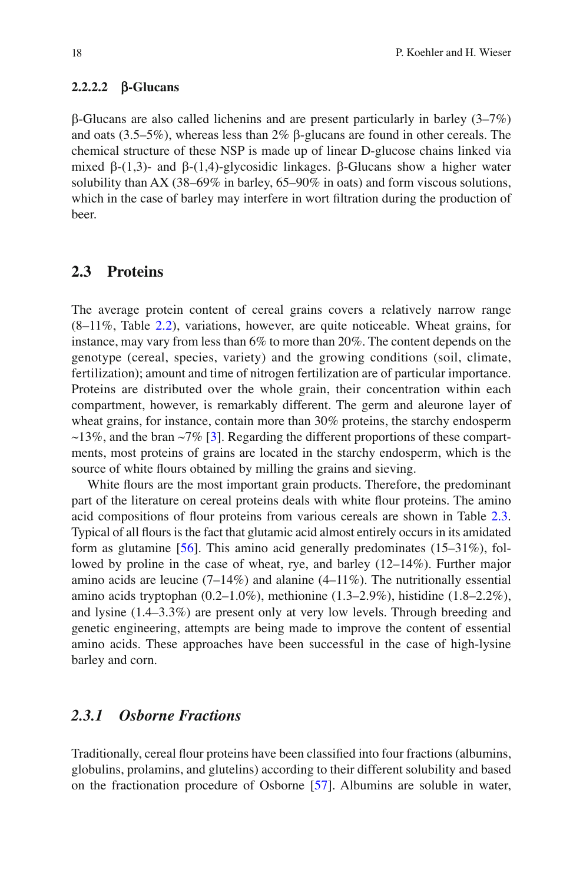#### 2.2.2.2 β-Glucans

β-Glucans are also called lichenins and are present particularly in barley (3–7%) and oats (3.5–5%), whereas less than 2% β-glucans are found in other cereals. The chemical structure of these NSP is made up of linear D-glucose chains linked via mixed β-(1,3)- and β-(1,4)-glycosidic linkages. β-Glucans show a higher water solubility than AX (38–69% in barley, 65–90% in oats) and form viscous solutions, which in the case of barley may interfere in wort filtration during the production of beer.

## 2.3 Proteins

The average protein content of cereal grains covers a relatively narrow range (8–11%, Table 2.2), variations, however, are quite noticeable. Wheat grains, for instance, may vary from less than 6% to more than 20%. The content depends on the genotype (cereal, species, variety) and the growing conditions (soil, climate, fertilization); amount and time of nitrogen fertilization are of particular importance. Proteins are distributed over the whole grain, their concentration within each compartment, however, is remarkably different. The germ and aleurone layer of wheat grains, for instance, contain more than 30% proteins, the starchy endosperm ~13%, and the bran ~7% [3]. Regarding the different proportions of these compartments, most proteins of grains are located in the starchy endosperm, which is the source of white flours obtained by milling the grains and sieving.

White flours are the most important grain products. Therefore, the predominant part of the literature on cereal proteins deals with white flour proteins. The amino acid compositions of flour proteins from various cereals are shown in Table 2.3. Typical of all flours is the fact that glutamic acid almost entirely occurs in its amidated form as glutamine [56]. This amino acid generally predominates (15–31%), followed by proline in the case of wheat, rye, and barley (12–14%). Further major amino acids are leucine (7–14%) and alanine (4–11%). The nutritionally essential amino acids tryptophan (0.2–1.0%), methionine (1.3–2.9%), histidine (1.8–2.2%), and lysine (1.4–3.3%) are present only at very low levels. Through breeding and genetic engineering, attempts are being made to improve the content of essential amino acids. These approaches have been successful in the case of high-lysine barley and corn.

### *2.3.1 Osborne Fractions*

Traditionally, cereal flour proteins have been classified into four fractions (albumins, globulins, prolamins, and glutelins) according to their different solubility and based on the fractionation procedure of Osborne [57]. Albumins are soluble in water,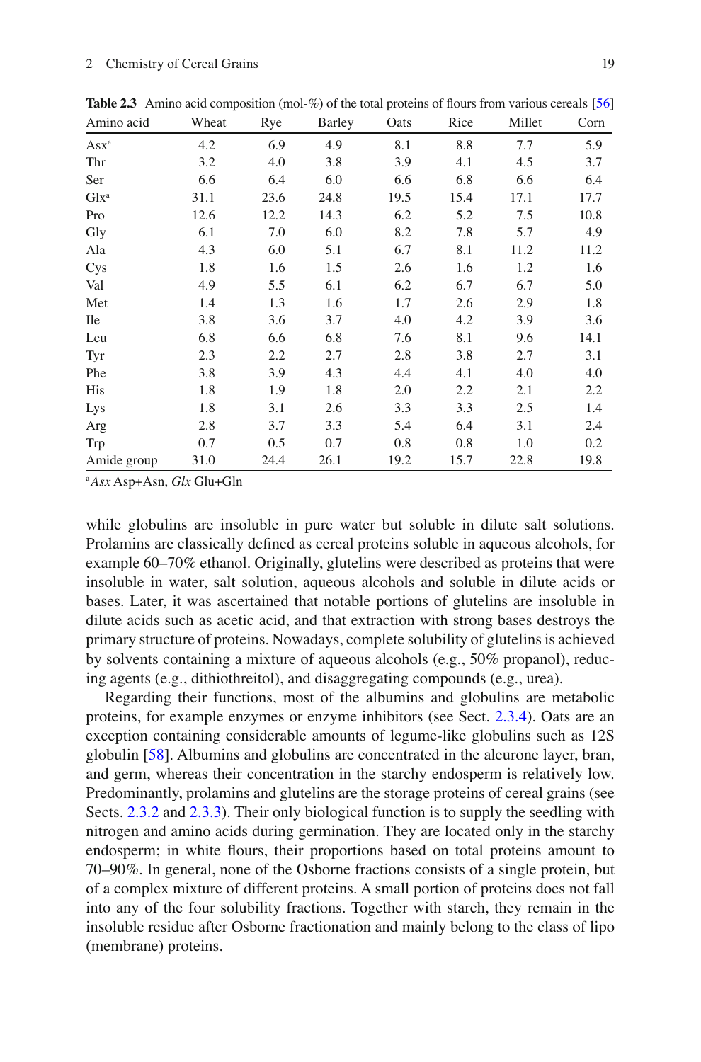**Table 2.3** Amino acid composition (mol-%) of the total proteins of flours from various cereals [56]

| Amino acid | Wheat | Rye | Barley | Oats | Rice | Millet | Corn |
|---|---|---|---|---|---|---|---|
| Asx[a] | 4.2 | 6.9 | 4.9 | 8.1 | 8.8 | 7.7 | 5.9 |
| Thr | 3.2 | 4.0 | 3.8 | 3.9 | 4.1 | 4.5 | 3.7 |
| Ser | 6.6 | 6.4 | 6.0 | 6.6 | 6.8 | 6.6 | 6.4 |
| Glx[a] | 31.1 | 23.6 | 24.8 | 19.5 | 15.4 | 17.1 | 17.7 |
| Pro | 12.6 | 12.2 | 14.3 | 6.2 | 5.2 | 7.5 | 10.8 |
| Gly | 6.1 | 7.0 | 6.0 | 8.2 | 7.8 | 5.7 | 4.9 |
| Ala | 4.3 | 6.0 | 5.1 | 6.7 | 8.1 | 11.2 | 11.2 |
| Cys | 1.8 | 1.6 | 1.5 | 2.6 | 1.6 | 1.2 | 1.6 |
| Val | 4.9 | 5.5 | 6.1 | 6.2 | 6.7 | 6.7 | 5.0 |
| Met | 1.4 | 1.3 | 1.6 | 1.7 | 2.6 | 2.9 | 1.8 |
| Ile | 3.8 | 3.6 | 3.7 | 4.0 | 4.2 | 3.9 | 3.6 |
| Leu | 6.8 | 6.6 | 6.8 | 7.6 | 8.1 | 9.6 | 14.1 |
| Tyr | 2.3 | 2.2 | 2.7 | 2.8 | 3.8 | 2.7 | 3.1 |
| Phe | 3.8 | 3.9 | 4.3 | 4.4 | 4.1 | 4.0 | 4.0 |
| His | 1.8 | 1.9 | 1.8 | 2.0 | 2.2 | 2.1 | 2.2 |
| Lys | 1.8 | 3.1 | 2.6 | 3.3 | 3.3 | 2.5 | 1.4 |
| Arg | 2.8 | 3.7 | 3.3 | 5.4 | 6.4 | 3.1 | 2.4 |
| Trp | 0.7 | 0.5 | 0.7 | 0.8 | 0.8 | 1.0 | 0.2 |
| Amide group | 31.0 | 24.4 | 26.1 | 19.2 | 15.7 | 22.8 | 19.8 |

[a] *Asx* Asp+Asn, *Glx* Glu+Gln

while globulins are insoluble in pure water but soluble in dilute salt solutions. Prolamins are classically defined as cereal proteins soluble in aqueous alcohols, for example 60–70% ethanol. Originally, glutelins were described as proteins that were insoluble in water, salt solution, aqueous alcohols and soluble in dilute acids or bases. Later, it was ascertained that notable portions of glutelins are insoluble in dilute acids such as acetic acid, and that extraction with strong bases destroys the primary structure of proteins. Nowadays, complete solubility of glutelins is achieved by solvents containing a mixture of aqueous alcohols (e.g., 50% propanol), reducing agents (e.g., dithiothreitol), and disaggregating compounds (e.g., urea).

Regarding their functions, most of the albumins and globulins are metabolic proteins, for example enzymes or enzyme inhibitors (see Sect. 2.3.4). Oats are an exception containing considerable amounts of legume-like globulins such as 12S globulin [58]. Albumins and globulins are concentrated in the aleurone layer, bran, and germ, whereas their concentration in the starchy endosperm is relatively low. Predominantly, prolamins and glutelins are the storage proteins of cereal grains (see Sects. 2.3.2 and 2.3.3). Their only biological function is to supply the seedling with nitrogen and amino acids during germination. They are located only in the starchy endosperm; in white flours, their proportions based on total proteins amount to 70–90%. In general, none of the Osborne fractions consists of a single protein, but of a complex mixture of different proteins. A small portion of proteins does not fall into any of the four solubility fractions. Together with starch, they remain in the insoluble residue after Osborne fractionation and mainly belong to the class of lipo (membrane) proteins.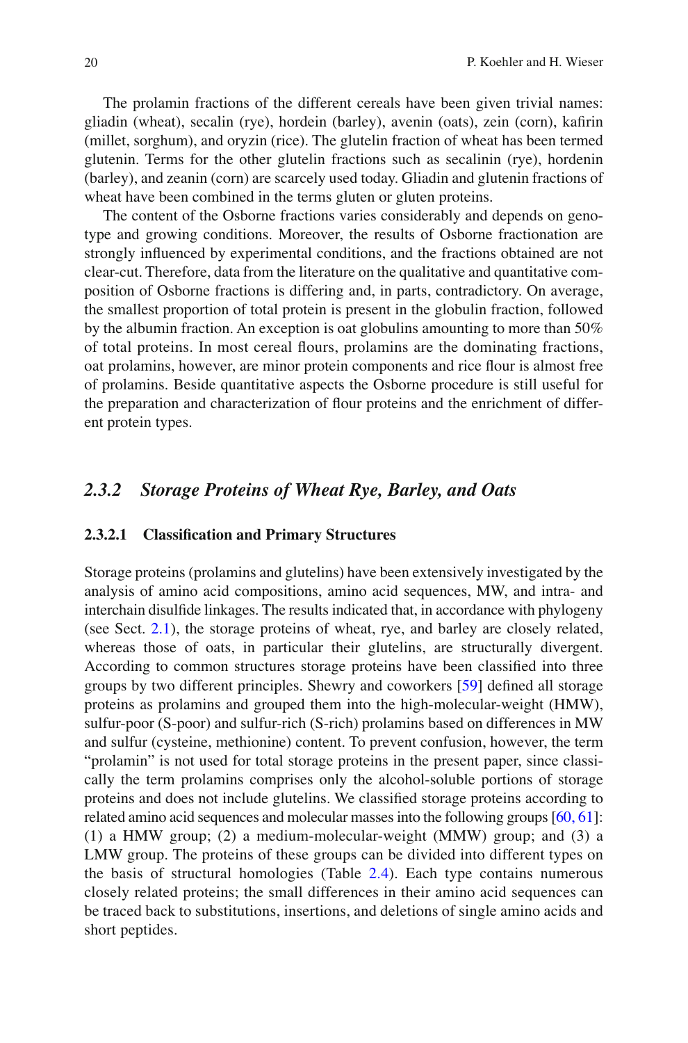The prolamin fractions of the different cereals have been given trivial names: gliadin (wheat), secalin (rye), hordein (barley), avenin (oats), zein (corn), kafirin (millet, sorghum), and oryzin (rice). The glutelin fraction of wheat has been termed glutenin. Terms for the other glutelin fractions such as secalinin (rye), hordenin (barley), and zeanin (corn) are scarcely used today. Gliadin and glutenin fractions of wheat have been combined in the terms gluten or gluten proteins.

The content of the Osborne fractions varies considerably and depends on genotype and growing conditions. Moreover, the results of Osborne fractionation are strongly influenced by experimental conditions, and the fractions obtained are not clear-cut. Therefore, data from the literature on the qualitative and quantitative composition of Osborne fractions is differing and, in parts, contradictory. On average, the smallest proportion of total protein is present in the globulin fraction, followed by the albumin fraction. An exception is oat globulins amounting to more than 50% of total proteins. In most cereal flours, prolamins are the dominating fractions, oat prolamins, however, are minor protein components and rice flour is almost free of prolamins. Beside quantitative aspects the Osborne procedure is still useful for the preparation and characterization of flour proteins and the enrichment of different protein types.

## *2.3.2 Storage Proteins of Wheat Rye, Barley, and Oats*

### 2.3.2.1 Classification and Primary Structures

Storage proteins (prolamins and glutelins) have been extensively investigated by the analysis of amino acid compositions, amino acid sequences, MW, and intra- and interchain disulfide linkages. The results indicated that, in accordance with phylogeny (see Sect. 2.1), the storage proteins of wheat, rye, and barley are closely related, whereas those of oats, in particular their glutelins, are structurally divergent. According to common structures storage proteins have been classified into three groups by two different principles. Shewry and coworkers [59] defined all storage proteins as prolamins and grouped them into the high-molecular-weight (HMW), sulfur-poor (S-poor) and sulfur-rich (S-rich) prolamins based on differences in MW and sulfur (cysteine, methionine) content. To prevent confusion, however, the term "prolamin" is not used for total storage proteins in the present paper, since classically the term prolamins comprises only the alcohol-soluble portions of storage proteins and does not include glutelins. We classified storage proteins according to related amino acid sequences and molecular masses into the following groups [60, 61]: (1) a HMW group; (2) a medium-molecular-weight (MMW) group; and (3) a LMW group. The proteins of these groups can be divided into different types on the basis of structural homologies (Table 2.4). Each type contains numerous closely related proteins; the small differences in their amino acid sequences can be traced back to substitutions, insertions, and deletions of single amino acids and short peptides.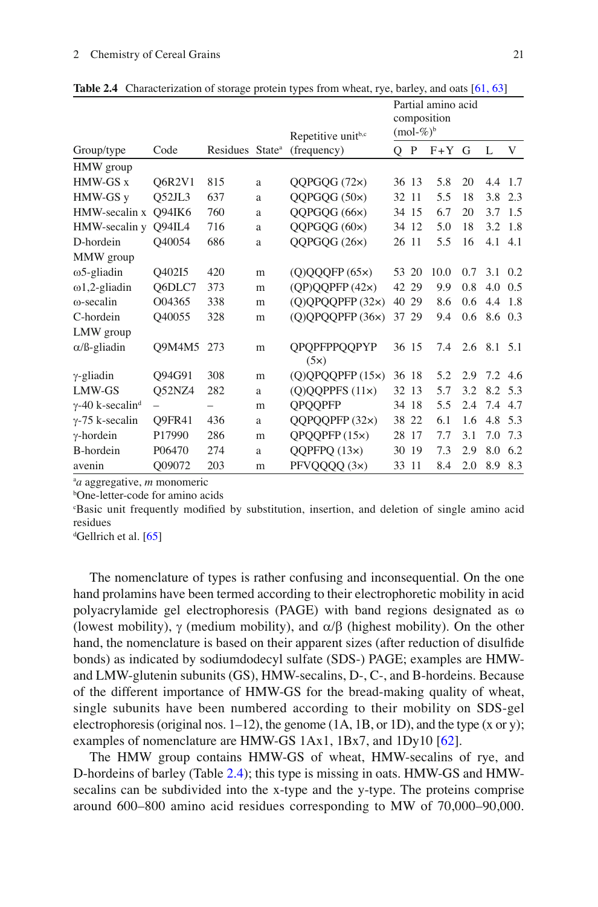**Table 2.4** Characterization of storage protein types from wheat, rye, barley, and oats [61, 63]

| Group/type | Code | Residues | State[a] | Repetitive unit[b,c] (frequency) | Partial amino acid composition (mol-%)[b] | | | | | |
|---|---|---|---|---|---|---|---|---|---|---|
| | | | | | Q | P | F+Y | G | L | V |
| HMW group | | | | | | | | | | |
| HMW-GS x | Q6R2V1 | 815 | a | QQPGQG (72×) | 36 | 13 | 5.8 | 20 | 4.4 | 1.7 |
| HMW-GS y | Q52JL3 | 637 | a | QQPGQG (50×) | 32 | 11 | 5.5 | 18 | 3.8 | 2.3 |
| HMW-secalin x | Q94IK6 | 760 | a | QQPGQG (66×) | 34 | 15 | 6.7 | 20 | 3.7 | 1.5 |
| HMW-secalin y | Q94IL4 | 716 | a | QQPGQG (60×) | 34 | 12 | 5.0 | 18 | 3.2 | 1.8 |
| D-hordein | Q40054 | 686 | a | QQPGQG (26×) | 26 | 11 | 5.5 | 16 | 4.1 | 4.1 |
| MMW group | | | | | | | | | | |
| ω5-gliadin | Q402I5 | 420 | m | (Q)QQQFP (65×) | 53 | 20 | 10.0 | 0.7 | 3.1 | 0.2 |
| ω1,2-gliadin | Q6DLC7 | 373 | m | (QP)QQPFP (42×) | 42 | 29 | 9.9 | 0.8 | 4.0 | 0.5 |
| ω-secalin | O04365 | 338 | m | (Q)QPQQPFP (32×) | 40 | 29 | 8.6 | 0.6 | 4.4 | 1.8 |
| C-hordein | Q40055 | 328 | m | (Q)QPQQPFP (36×) | 37 | 29 | 9.4 | 0.6 | 8.6 | 0.3 |
| LMW group | | | | | | | | | | |
| α/ß-gliadin | Q9M4M5 | 273 | m | QPQPFPPQQPYP (5×) | 36 | 15 | 7.4 | 2.6 | 8.1 | 5.1 |
| γ-gliadin | Q94G91 | 308 | m | (Q)QPQQPFP (15×) | 36 | 18 | 5.2 | 2.9 | 7.2 | 4.6 |
| LMW-GS | Q52NZ4 | 282 | a | (Q)QQPPFS (11×) | 32 | 13 | 5.7 | 3.2 | 8.2 | 5.3 |
| γ-40 k-secalin[d] | – | – | m | QPQQPFP | 34 | 18 | 5.5 | 2.4 | 7.4 | 4.7 |
| γ-75 k-secalin | Q9FR41 | 436 | a | QQPQQPFP (32×) | 38 | 22 | 6.1 | 1.6 | 4.8 | 5.3 |
| γ-hordein | P17990 | 286 | m | QPQQPFP (15×) | 28 | 17 | 7.7 | 3.1 | 7.0 | 7.3 |
| B-hordein | P06470 | 274 | a | QQPFPQ (13×) | 30 | 19 | 7.3 | 2.9 | 8.0 | 6.2 |
| avenin | Q09072 | 203 | m | PFVQQQQ (3×) | 33 | 11 | 8.4 | 2.0 | 8.9 | 8.3 |

[a]*a* aggregative, *m* monomeric
[b]One-letter-code for amino acids
[c]Basic unit frequently modified by substitution, insertion, and deletion of single amino acid residues
[d]Gellrich et al. [65]

The nomenclature of types is rather confusing and inconsequential. On the one hand prolamins have been termed according to their electrophoretic mobility in acid polyacrylamide gel electrophoresis (PAGE) with band regions designated as ω (lowest mobility), γ (medium mobility), and α/β (highest mobility). On the other hand, the nomenclature is based on their apparent sizes (after reduction of disulfide bonds) as indicated by sodiumdodecyl sulfate (SDS-) PAGE; examples are HMW- and LMW-glutenin subunits (GS), HMW-secalins, D-, C-, and B-hordeins. Because of the different importance of HMW-GS for the bread-making quality of wheat, single subunits have been numbered according to their mobility on SDS-gel electrophoresis (original nos. 1–12), the genome (1A, 1B, or 1D), and the type (x or y); examples of nomenclature are HMW-GS 1Ax1, 1Bx7, and 1Dy10 [62].

The HMW group contains HMW-GS of wheat, HMW-secalins of rye, and D-hordeins of barley (Table 2.4); this type is missing in oats. HMW-GS and HMW-secalins can be subdivided into the x-type and the y-type. The proteins comprise around 600–800 amino acid residues corresponding to MW of 70,000–90,000.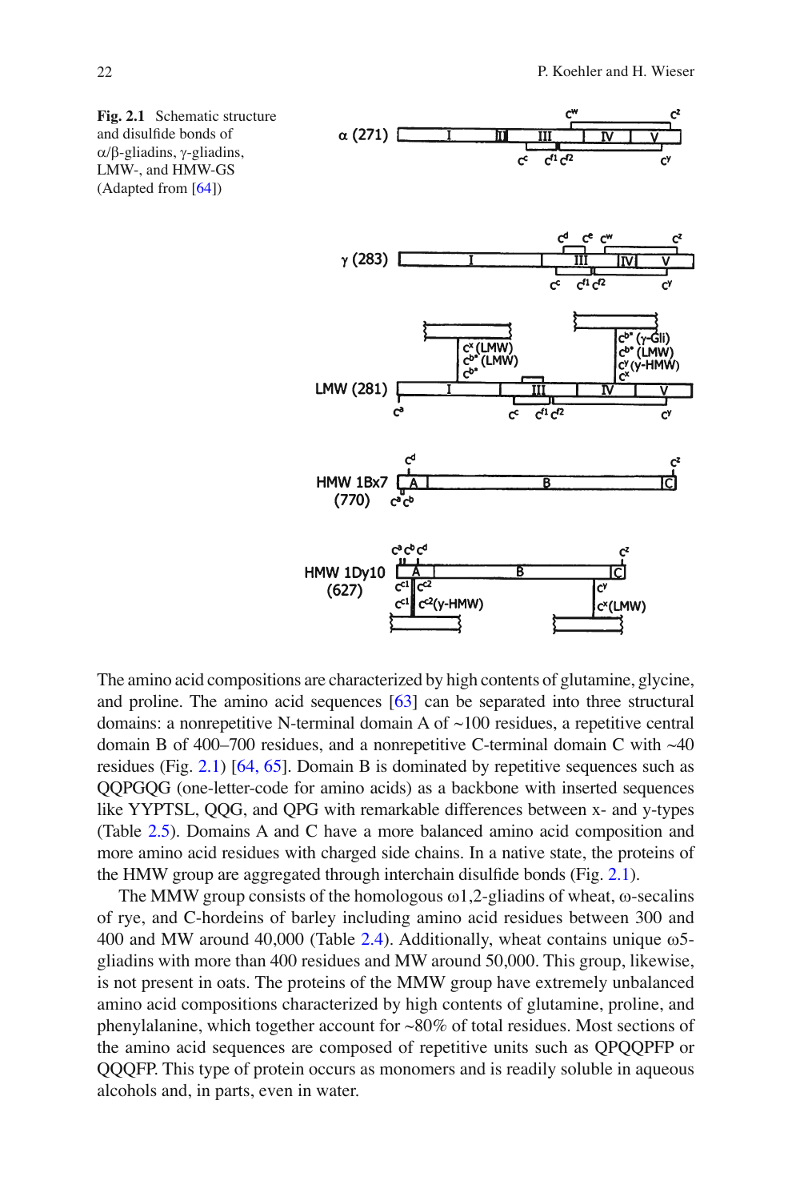**Fig. 2.1** Schematic structure and disulfide bonds of α/β-gliadins, γ-gliadins, LMW-, and HMW-GS (Adapted from [64])

The amino acid compositions are characterized by high contents of glutamine, glycine, and proline. The amino acid sequences [63] can be separated into three structural domains: a nonrepetitive N-terminal domain A of ~100 residues, a repetitive central domain B of 400–700 residues, and a nonrepetitive C-terminal domain C with ~40 residues (Fig. 2.1) [64, 65]. Domain B is dominated by repetitive sequences such as QQPGQG (one-letter-code for amino acids) as a backbone with inserted sequences like YYPTSL, QQG, and QPG with remarkable differences between x- and y-types (Table 2.5). Domains A and C have a more balanced amino acid composition and more amino acid residues with charged side chains. In a native state, the proteins of the HMW group are aggregated through interchain disulfide bonds (Fig. 2.1).

The MMW group consists of the homologous ω1,2-gliadins of wheat, ω-secalins of rye, and C-hordeins of barley including amino acid residues between 300 and 400 and MW around 40,000 (Table 2.4). Additionally, wheat contains unique ω5-gliadins with more than 400 residues and MW around 50,000. This group, likewise, is not present in oats. The proteins of the MMW group have extremely unbalanced amino acid compositions characterized by high contents of glutamine, proline, and phenylalanine, which together account for ~80% of total residues. Most sections of the amino acid sequences are composed of repetitive units such as QPQQPFP or QQQFP. This type of protein occurs as monomers and is readily soluble in aqueous alcohols and, in parts, even in water.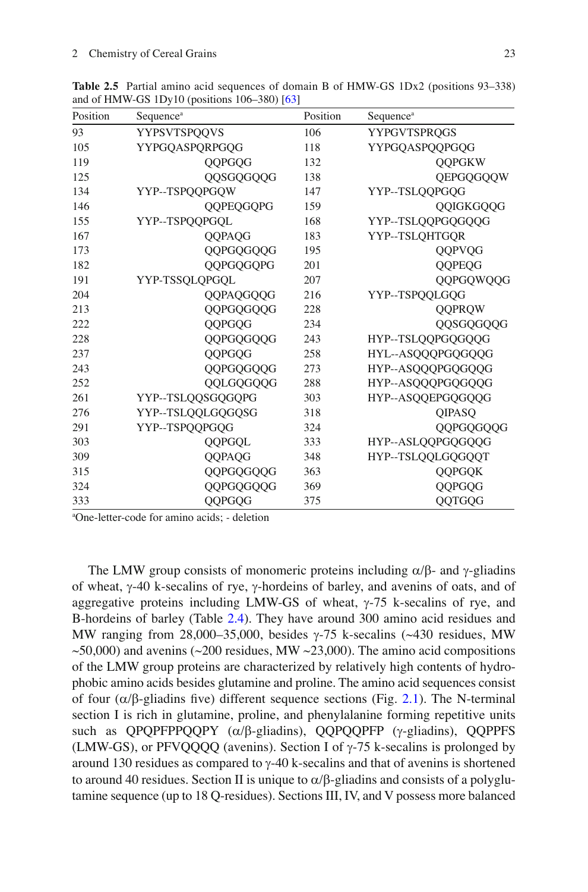**Table 2.5** Partial amino acid sequences of domain B of HMW-GS 1Dx2 (positions 93–338) and of HMW-GS 1Dy10 (positions 106–380) [63]

| Position | Sequence[a] | Position | Sequence[a] |
|---|---|---|---|
| 93 | YYPSVTSPQQVS | 106 | YYPGVTSPRQGS |
| 105 | YYPGQASPQRPGQG | 118 | YYPGQASPQQPGQG |
| 119 | QQPGQG | 132 | QQPGKW |
| 125 | QQSGQGQQG | 138 | QEPGQGQQW |
| 134 | YYP--TSPQQPGQW | 147 | YYP--TSLQQPGQG |
| 146 | QQPEQGQPG | 159 | QQIGKGQQG |
| 155 | YYP--TSPQQPGQL | 168 | YYP--TSLQQPGQGQQG |
| 167 | QQPAQG | 183 | YYP--TSLQHTGQR |
| 173 | QQPGQGQQG | 195 | QQPVQG |
| 182 | QQPGQGQPG | 201 | QQPEQG |
| 191 | YYP-TSSQLQPGQL | 207 | QQPGQWQQG |
| 204 | QQPAQGQQG | 216 | YYP--TSPQQLGQG |
| 213 | QQPGQGQQG | 228 | QQPRQW |
| 222 | QQPGQG | 234 | QQSGQGQQG |
| 228 | QQPGQGQQG | 243 | HYP--TSLQQPGQGQQG |
| 237 | QQPGQG | 258 | HYL--ASQQQPGQGQQG |
| 243 | QQPGQGQQG | 273 | HYP--ASQQQPGQGQQG |
| 252 | QQLGQGQQG | 288 | HYP--ASQQQPGQGQQG |
| 261 | YYP--TSLQQSGQGQPG | 303 | HYP--ASQQEPGQGQQG |
| 276 | YYP--TSLQQLGQGQSG | 318 | QIPASQ |
| 291 | YYP--TSPQQPGQG | 324 | QQPGQGQQG |
| 303 | QQPGQL | 333 | HYP--ASLQQPGQGQQG |
| 309 | QQPAQG | 348 | HYP--TSLQQLGQGQQT |
| 315 | QQPGQGQQG | 363 | QQPGQK |
| 324 | QQPGQGQQG | 369 | QQPGQG |
| 333 | QQPGQG | 375 | QQTGQG |

[a]One-letter-code for amino acids; - deletion

The LMW group consists of monomeric proteins including α/β- and γ-gliadins of wheat, γ-40 k-secalins of rye, γ-hordeins of barley, and avenins of oats, and of aggregative proteins including LMW-GS of wheat, γ-75 k-secalins of rye, and B-hordeins of barley (Table 2.4). They have around 300 amino acid residues and MW ranging from 28,000–35,000, besides γ-75 k-secalins (~430 residues, MW ~50,000) and avenins (~200 residues, MW ~23,000). The amino acid compositions of the LMW group proteins are characterized by relatively high contents of hydrophobic amino acids besides glutamine and proline. The amino acid sequences consist of four (α/β-gliadins five) different sequence sections (Fig. 2.1). The N-terminal section I is rich in glutamine, proline, and phenylalanine forming repetitive units such as QPQPFPPQQPY (α/β-gliadins), QQPQQPFP (γ-gliadins), QQPPFS (LMW-GS), or PFVQQQQ (avenins). Section I of γ-75 k-secalins is prolonged by around 130 residues as compared to γ-40 k-secalins and that of avenins is shortened to around 40 residues. Section II is unique to α/β-gliadins and consists of a polyglutamine sequence (up to 18 Q-residues). Sections III, IV, and V possess more balanced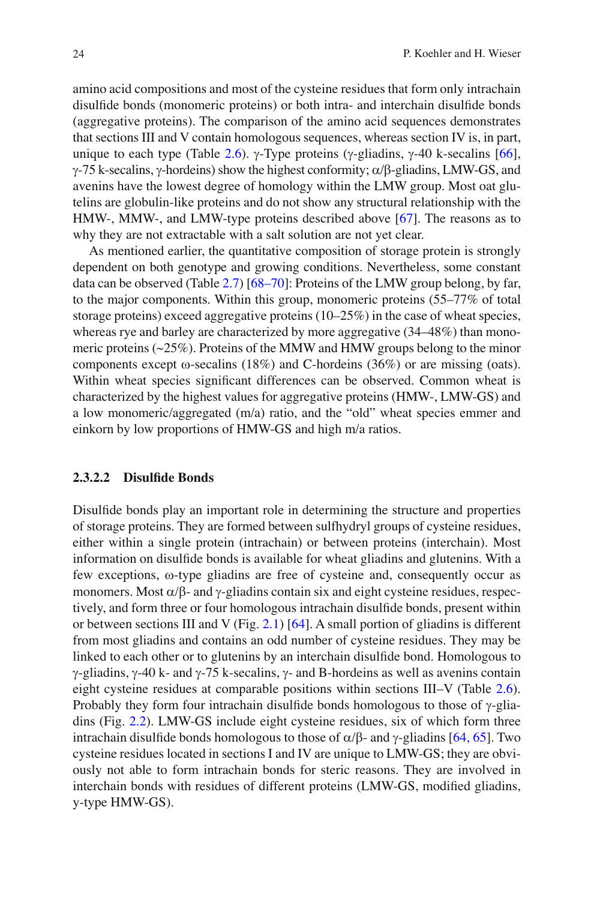amino acid compositions and most of the cysteine residues that form only intrachain disulfide bonds (monomeric proteins) or both intra- and interchain disulfide bonds (aggregative proteins). The comparison of the amino acid sequences demonstrates that sections III and V contain homologous sequences, whereas section IV is, in part, unique to each type (Table 2.6). γ-Type proteins (γ-gliadins, γ-40 k-secalins [66], γ-75 k-secalins, γ-hordeins) show the highest conformity; α/β-gliadins, LMW-GS, and avenins have the lowest degree of homology within the LMW group. Most oat glutelins are globulin-like proteins and do not show any structural relationship with the HMW-, MMW-, and LMW-type proteins described above [67]. The reasons as to why they are not extractable with a salt solution are not yet clear.

As mentioned earlier, the quantitative composition of storage protein is strongly dependent on both genotype and growing conditions. Nevertheless, some constant data can be observed (Table 2.7) [68–70]: Proteins of the LMW group belong, by far, to the major components. Within this group, monomeric proteins (55–77% of total storage proteins) exceed aggregative proteins (10–25%) in the case of wheat species, whereas rye and barley are characterized by more aggregative (34–48%) than monomeric proteins (~25%). Proteins of the MMW and HMW groups belong to the minor components except ω-secalins (18%) and C-hordeins (36%) or are missing (oats). Within wheat species significant differences can be observed. Common wheat is characterized by the highest values for aggregative proteins (HMW-, LMW-GS) and a low monomeric/aggregated (m/a) ratio, and the "old" wheat species emmer and einkorn by low proportions of HMW-GS and high m/a ratios.

### 2.3.2.2 Disulfide Bonds

Disulfide bonds play an important role in determining the structure and properties of storage proteins. They are formed between sulfhydryl groups of cysteine residues, either within a single protein (intrachain) or between proteins (interchain). Most information on disulfide bonds is available for wheat gliadins and glutenins. With a few exceptions, ω-type gliadins are free of cysteine and, consequently occur as monomers. Most α/β- and γ-gliadins contain six and eight cysteine residues, respectively, and form three or four homologous intrachain disulfide bonds, present within or between sections III and V (Fig. 2.1) [64]. A small portion of gliadins is different from most gliadins and contains an odd number of cysteine residues. They may be linked to each other or to glutenins by an interchain disulfide bond. Homologous to γ-gliadins, γ-40 k- and γ-75 k-secalins, γ- and B-hordeins as well as avenins contain eight cysteine residues at comparable positions within sections III–V (Table 2.6). Probably they form four intrachain disulfide bonds homologous to those of γ-gliadins (Fig. 2.2). LMW-GS include eight cysteine residues, six of which form three intrachain disulfide bonds homologous to those of α/β- and γ-gliadins [64, 65]. Two cysteine residues located in sections I and IV are unique to LMW-GS; they are obviously not able to form intrachain bonds for steric reasons. They are involved in interchain bonds with residues of different proteins (LMW-GS, modified gliadins, y-type HMW-GS).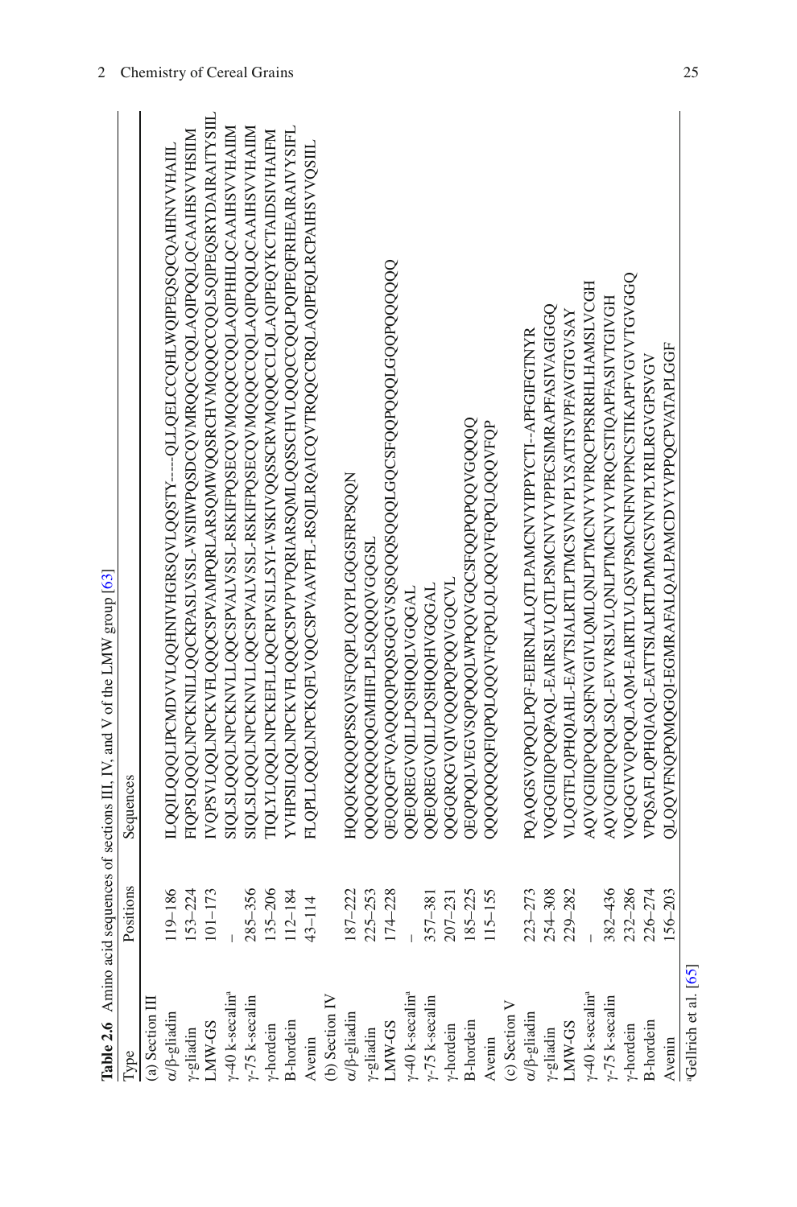**Table 2.6** Amino acid sequences of sections III, IV, and V of the LMW group [63]

| Type | Positions | Sequences |
|---|---|---|
| (a) Section III | | |
| α/β-gliadin | 119–186 | ILQQILQQQLIPCMDVVLQQHNIVHGRSQVLQQSTY-----QLLQELCCQHLWQIPEQSQCQAIHNVVHAIIL |
| γ-gliadin | 153–224 | FIQPSLQQQLNPCKNILLQQCKPASLVSSL-WSIIWPQSDCQVMRQQCCQQLAQIPQQLQCAAIHSVVHSIIM |
| LMW-GS | 101–173 | IVQPSVLQQLNPCKVFLQQQCSPVAMPQRLARSQMWQQSRCHVMQQQCCQQLSQIPEQSRYDAIRAITYSIIL |
| γ-40 k-secalin[a] | – | SIQLSLQQQLNPCKNVLLQQCSPVALVSSL-RSKIFPQSECQVMQQQCCQQLAQIPHHLQCAAIHSVVHAIIM |
| γ-75 k-secalin | 285–356 | SIQLSLQQQLNPCKNVLLQQCSPVALVSSL-RSKIFPQSECQVMQQQCCQQLAQIPQQLQCAAIHSVVHAIIM |
| γ-hordein | 135–206 | TIQLYLQQQLNPCKEFLLQQCRPVSLLSYI-WSKIVQQSSCRVMQQQCCLQLAQIPEQYKCTAIDSIVHAIFM |
| B-hordein | 112–184 | YVHPSILQQLNPCKVFLQQQCSPVPVPQRIARSQMLQQSSCHVLQQQCCQQLPQIPEQFRHEAIRAIVYSIFL |
| Avenin | 43–114 | FLQPLLQQQLNPCKQFLVQQCSPVAAVPFL-RSQILRQAICQVTRQQCCRQLAQIPEQLRCPAIHSVVQSIIL |
| (b) Section IV | | |
| α/β-gliadin | 187–222 | HQQQKQQQQPSSQVSFQQPLQQYPLGQGSFRPSQQN |
| γ-gliadin | 225–253 | QQQQQQQQQGMHIFLPLSQQQQVGQGSL |
| LMW-GS | 174–228 | QEQQQGFVQAQQQQPQQSGQGVSQSQQQSQQQLGQCSFQQPQQQLGQQPQQQQQ |
| γ-40 k-secalin[a] | – | QQEQREGVQILLPQSHQQLVGQGAL |
| γ-75 k-secalin | 357–381 | QQEQREGVQILLPQSHQQHVGQGAL |
| γ-hordein | 207–231 | QQGQRQGVQIVQQQPQPQQVGQCVL |
| B-hordein | 185–225 | QEPQQLVEGVSQPQQQLWPQQVGQCSFQQPQPQQVGQQQ |
| Avenin | 115–155 | QQQQQQQQFIQPQLQQQVFQPQLQLQQQVFQPQLQQQVFQP |
| (c) Section V | | |
| α/β-gliadin | 223–273 | PQAQGSVQPQQLPQF-EEIRNLALQTLPAMCNVYIPPYCTI--APFGIFGTNYR |
| γ-gliadin | 254–308 | VQGQGIIQPQQPAQL-EAIRSLVLQTLPSMCNVYVPPECSIMRAPFASIVAGIGGQ |
| LMW-GS | 229–282 | VLQGTFLQPHQIAHL-EAVTSIALRTLPTMCSVNVPLYSATTSVPFAVGTGVSAY |
| γ-40 k-secalin[a] | – | AQVQGIIQPQQLSQFNVGIVLQMLQNLPTMCNVYVPRQCPPSRRHLHAMSLVCGH |
| γ-75 k-secalin | 382–436 | AQVQGIIQPQQLSQL-EVVRSLVLQNLPTMCNVYVPRQCSTIQAPFASIVTGIVGH |
| γ-hordein | 232–286 | VQGQGVVQPQQLAQM-EAIRTLVLQSVPSMCNFNVPPNCSTIKAPFVGVVTGVGGQ |
| B-hordein | 226–274 | VPQSAFLQPHQIAQL-EATTSIALRTLPMMCSVNVPLYRILRGVGPSVGV |
| Avenin | 156–203 | QLQQVFNQPQMQGQI-EGMRAFALQALPAMCDVYVPPQCPVATAPLGGF |

[a]Gellrich et al. [65]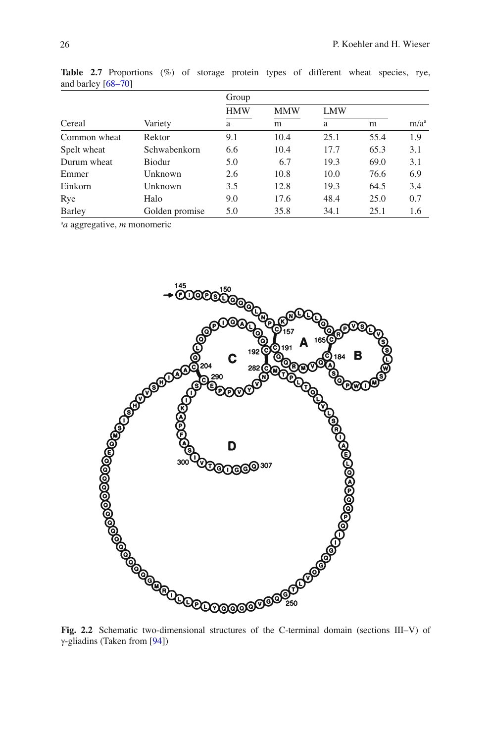**Table 2.7** Proportions (%) of storage protein types of different wheat species, rye, and barley [68–70]

| | | Group | | | | |
|---|---|---|---|---|---|---|
| | | HMW | MMW | LMW | | |
| Cereal | Variety | a | m | a | m | m/a[a] |
| Common wheat | Rektor | 9.1 | 10.4 | 25.1 | 55.4 | 1.9 |
| Spelt wheat | Schwabenkorn | 6.6 | 10.4 | 17.7 | 65.3 | 3.1 |
| Durum wheat | Biodur | 5.0 | 6.7 | 19.3 | 69.0 | 3.1 |
| Emmer | Unknown | 2.6 | 10.8 | 10.0 | 76.6 | 6.9 |
| Einkorn | Unknown | 3.5 | 12.8 | 19.3 | 64.5 | 3.4 |
| Rye | Halo | 9.0 | 17.6 | 48.4 | 25.0 | 0.7 |
| Barley | Golden promise | 5.0 | 35.8 | 34.1 | 25.1 | 1.6 |

[a] *a* aggregative, *m* monomeric

**Fig. 2.2** Schematic two-dimensional structures of the C-terminal domain (sections III–V) of γ-gliadins (Taken from [94])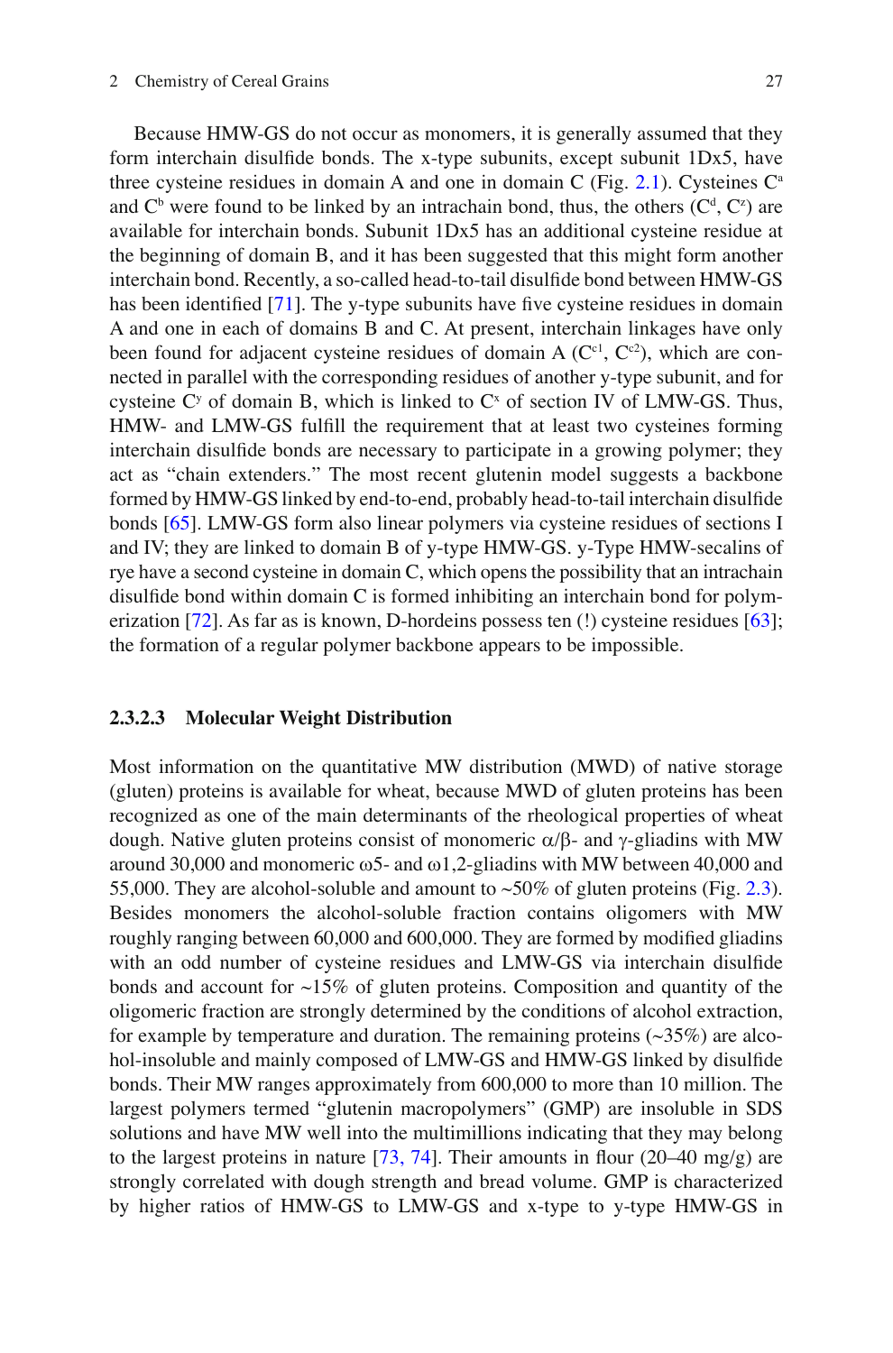Because HMW-GS do not occur as monomers, it is generally assumed that they form interchain disulfide bonds. The x-type subunits, except subunit 1Dx5, have three cysteine residues in domain A and one in domain C (Fig. 2.1). Cysteines $C^a$ and $C^b$ were found to be linked by an intrachain bond, thus, the others ($C^d$, $C^z$) are available for interchain bonds. Subunit 1Dx5 has an additional cysteine residue at the beginning of domain B, and it has been suggested that this might form another interchain bond. Recently, a so-called head-to-tail disulfide bond between HMW-GS has been identified [71]. The y-type subunits have five cysteine residues in domain A and one in each of domains B and C. At present, interchain linkages have only been found for adjacent cysteine residues of domain A ($C^{c1}$, $C^{c2}$), which are connected in parallel with the corresponding residues of another y-type subunit, and for cysteine $C^y$ of domain B, which is linked to $C^x$ of section IV of LMW-GS. Thus, HMW- and LMW-GS fulfill the requirement that at least two cysteines forming interchain disulfide bonds are necessary to participate in a growing polymer; they act as "chain extenders." The most recent glutenin model suggests a backbone formed by HMW-GS linked by end-to-end, probably head-to-tail interchain disulfide bonds [65]. LMW-GS form also linear polymers via cysteine residues of sections I and IV; they are linked to domain B of y-type HMW-GS. y-Type HMW-secalins of rye have a second cysteine in domain C, which opens the possibility that an intrachain disulfide bond within domain C is formed inhibiting an interchain bond for polymerization [72]. As far as is known, D-hordeins possess ten (!) cysteine residues [63]; the formation of a regular polymer backbone appears to be impossible.

#### 2.3.2.3 Molecular Weight Distribution

Most information on the quantitative MW distribution (MWD) of native storage (gluten) proteins is available for wheat, because MWD of gluten proteins has been recognized as one of the main determinants of the rheological properties of wheat dough. Native gluten proteins consist of monomeric α/β- and γ-gliadins with MW around 30,000 and monomeric ω5- and ω1,2-gliadins with MW between 40,000 and 55,000. They are alcohol-soluble and amount to ~50% of gluten proteins (Fig. 2.3). Besides monomers the alcohol-soluble fraction contains oligomers with MW roughly ranging between 60,000 and 600,000. They are formed by modified gliadins with an odd number of cysteine residues and LMW-GS via interchain disulfide bonds and account for ~15% of gluten proteins. Composition and quantity of the oligomeric fraction are strongly determined by the conditions of alcohol extraction, for example by temperature and duration. The remaining proteins (~35%) are alcohol-insoluble and mainly composed of LMW-GS and HMW-GS linked by disulfide bonds. Their MW ranges approximately from 600,000 to more than 10 million. The largest polymers termed "glutenin macropolymers" (GMP) are insoluble in SDS solutions and have MW well into the multimillions indicating that they may belong to the largest proteins in nature [73, 74]. Their amounts in flour (20–40 mg/g) are strongly correlated with dough strength and bread volume. GMP is characterized by higher ratios of HMW-GS to LMW-GS and x-type to y-type HMW-GS in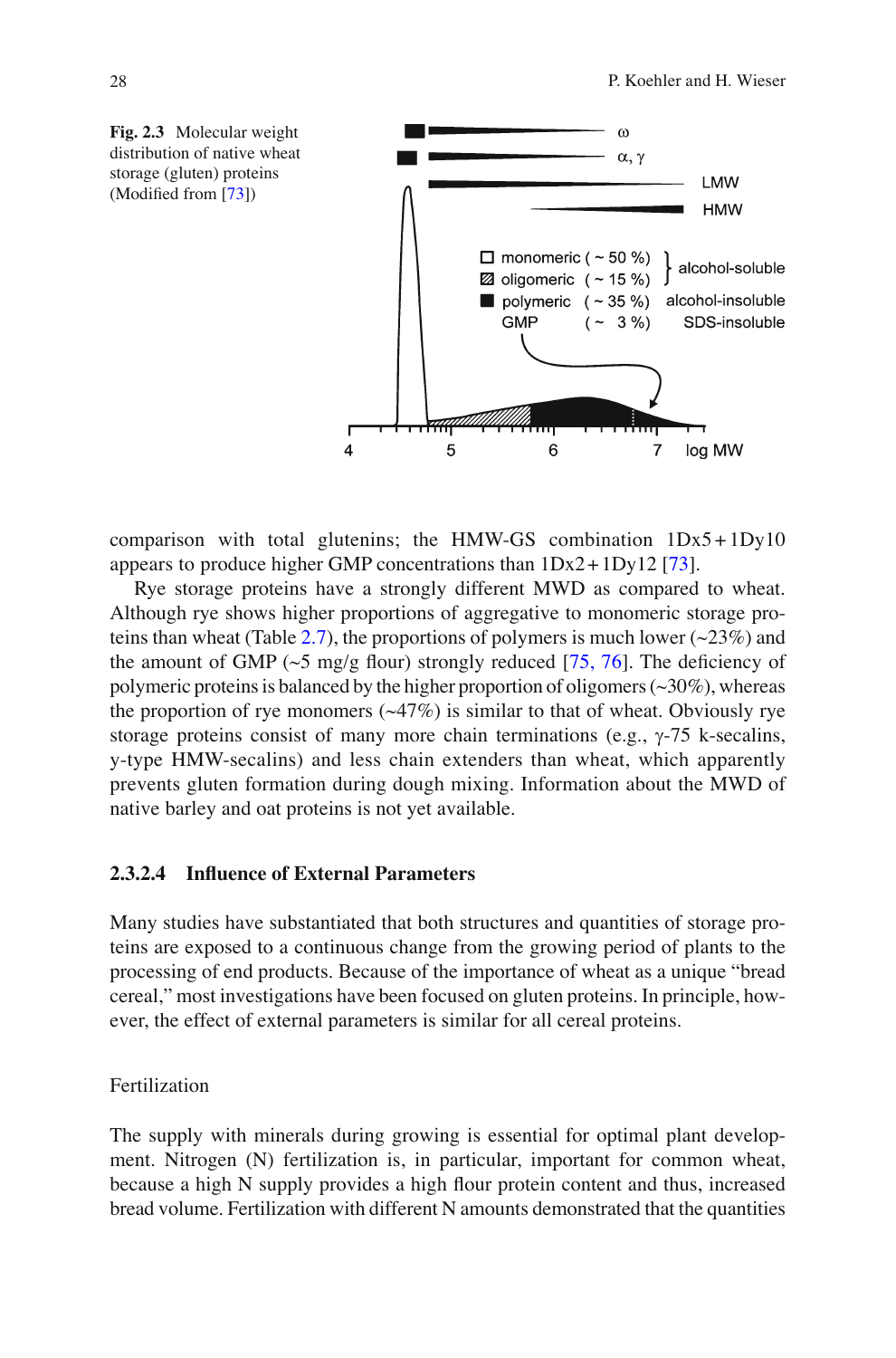**Fig. 2.3** Molecular weight distribution of native wheat storage (gluten) proteins (Modified from [73])

comparison with total glutenins; the HMW-GS combination 1Dx5 + 1Dy10 appears to produce higher GMP concentrations than 1Dx2 + 1Dy12 [73].

Rye storage proteins have a strongly different MWD as compared to wheat. Although rye shows higher proportions of aggregative to monomeric storage proteins than wheat (Table 2.7), the proportions of polymers is much lower (~23%) and the amount of GMP (~5 mg/g flour) strongly reduced [75, 76]. The deficiency of polymeric proteins is balanced by the higher proportion of oligomers (~30%), whereas the proportion of rye monomers (~47%) is similar to that of wheat. Obviously rye storage proteins consist of many more chain terminations (e.g., γ-75 k-secalins, y-type HMW-secalins) and less chain extenders than wheat, which apparently prevents gluten formation during dough mixing. Information about the MWD of native barley and oat proteins is not yet available.

### 2.3.2.4 Influence of External Parameters

Many studies have substantiated that both structures and quantities of storage proteins are exposed to a continuous change from the growing period of plants to the processing of end products. Because of the importance of wheat as a unique "bread cereal," most investigations have been focused on gluten proteins. In principle, however, the effect of external parameters is similar for all cereal proteins.

Fertilization

The supply with minerals during growing is essential for optimal plant development. Nitrogen (N) fertilization is, in particular, important for common wheat, because a high N supply provides a high flour protein content and thus, increased bread volume. Fertilization with different N amounts demonstrated that the quantities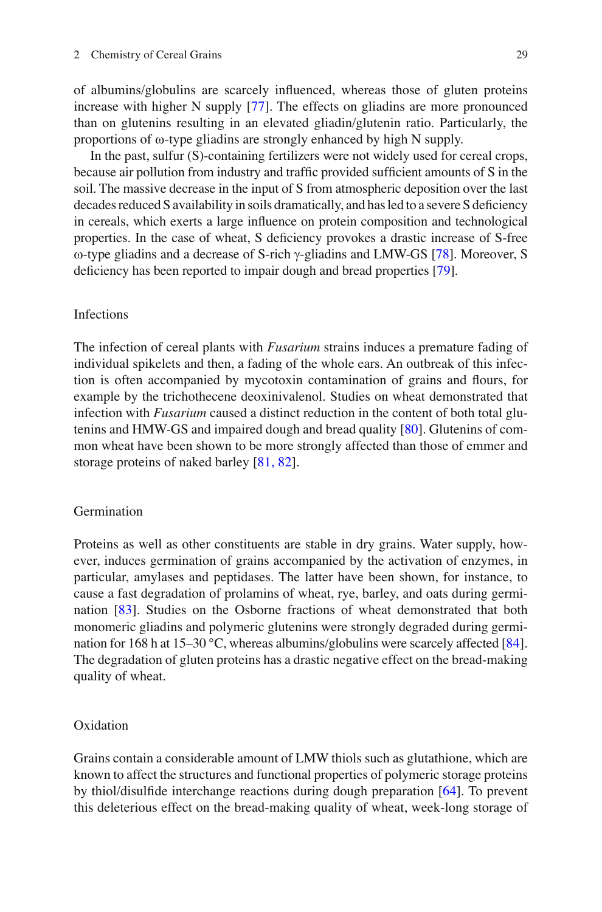of albumins/globulins are scarcely influenced, whereas those of gluten proteins increase with higher N supply [77]. The effects on gliadins are more pronounced than on glutenins resulting in an elevated gliadin/glutenin ratio. Particularly, the proportions of ω-type gliadins are strongly enhanced by high N supply.

In the past, sulfur (S)-containing fertilizers were not widely used for cereal crops, because air pollution from industry and traffic provided sufficient amounts of S in the soil. The massive decrease in the input of S from atmospheric deposition over the last decades reduced S availability in soils dramatically, and has led to a severe S deficiency in cereals, which exerts a large influence on protein composition and technological properties. In the case of wheat, S deficiency provokes a drastic increase of S-free ω-type gliadins and a decrease of S-rich γ-gliadins and LMW-GS [78]. Moreover, S deficiency has been reported to impair dough and bread properties [79].

#### Infections

The infection of cereal plants with *Fusarium* strains induces a premature fading of individual spikelets and then, a fading of the whole ears. An outbreak of this infection is often accompanied by mycotoxin contamination of grains and flours, for example by the trichothecene deoxinivalenol. Studies on wheat demonstrated that infection with *Fusarium* caused a distinct reduction in the content of both total glutenins and HMW-GS and impaired dough and bread quality [80]. Glutenins of common wheat have been shown to be more strongly affected than those of emmer and storage proteins of naked barley [81, 82].

#### Germination

Proteins as well as other constituents are stable in dry grains. Water supply, however, induces germination of grains accompanied by the activation of enzymes, in particular, amylases and peptidases. The latter have been shown, for instance, to cause a fast degradation of prolamins of wheat, rye, barley, and oats during germination [83]. Studies on the Osborne fractions of wheat demonstrated that both monomeric gliadins and polymeric glutenins were strongly degraded during germination for 168 h at 15–30 °C, whereas albumins/globulins were scarcely affected [84]. The degradation of gluten proteins has a drastic negative effect on the bread-making quality of wheat.

#### Oxidation

Grains contain a considerable amount of LMW thiols such as glutathione, which are known to affect the structures and functional properties of polymeric storage proteins by thiol/disulfide interchange reactions during dough preparation [64]. To prevent this deleterious effect on the bread-making quality of wheat, week-long storage of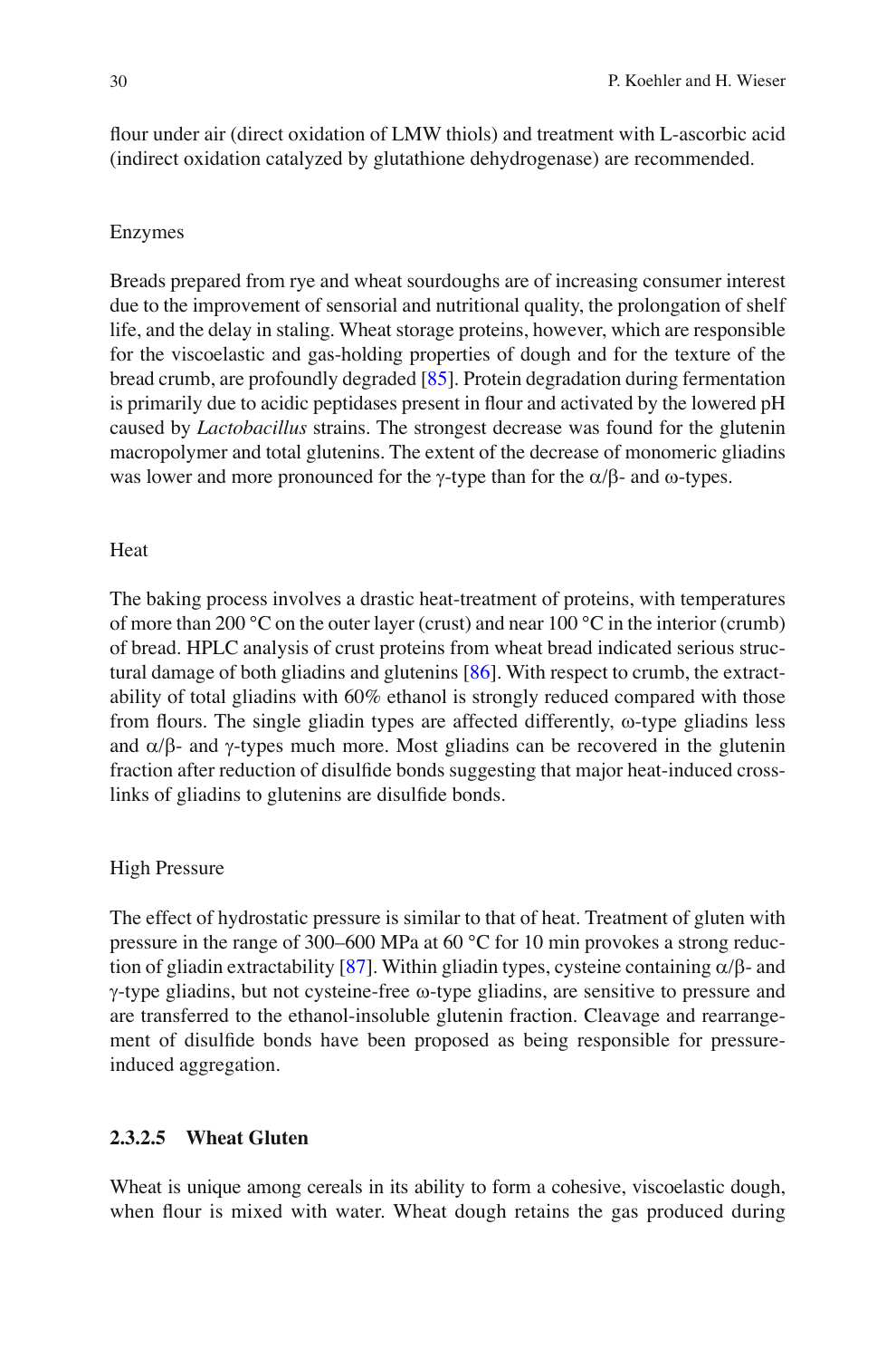flour under air (direct oxidation of LMW thiols) and treatment with L-ascorbic acid (indirect oxidation catalyzed by glutathione dehydrogenase) are recommended.

Enzymes

Breads prepared from rye and wheat sourdoughs are of increasing consumer interest due to the improvement of sensorial and nutritional quality, the prolongation of shelf life, and the delay in staling. Wheat storage proteins, however, which are responsible for the viscoelastic and gas-holding properties of dough and for the texture of the bread crumb, are profoundly degraded [85]. Protein degradation during fermentation is primarily due to acidic peptidases present in flour and activated by the lowered pH caused by *Lactobacillus* strains. The strongest decrease was found for the glutenin macropolymer and total glutenins. The extent of the decrease of monomeric gliadins was lower and more pronounced for the γ-type than for the α/β- and ω-types.

Heat

The baking process involves a drastic heat-treatment of proteins, with temperatures of more than 200 °C on the outer layer (crust) and near 100 °C in the interior (crumb) of bread. HPLC analysis of crust proteins from wheat bread indicated serious structural damage of both gliadins and glutenins [86]. With respect to crumb, the extractability of total gliadins with 60% ethanol is strongly reduced compared with those from flours. The single gliadin types are affected differently, ω-type gliadins less and α/β- and γ-types much more. Most gliadins can be recovered in the glutenin fraction after reduction of disulfide bonds suggesting that major heat-induced crosslinks of gliadins to glutenins are disulfide bonds.

High Pressure

The effect of hydrostatic pressure is similar to that of heat. Treatment of gluten with pressure in the range of 300–600 MPa at 60 °C for 10 min provokes a strong reduction of gliadin extractability [87]. Within gliadin types, cysteine containing α/β- and γ-type gliadins, but not cysteine-free ω-type gliadins, are sensitive to pressure and are transferred to the ethanol-insoluble glutenin fraction. Cleavage and rearrangement of disulfide bonds have been proposed as being responsible for pressure-induced aggregation.

#### 2.3.2.5 Wheat Gluten

Wheat is unique among cereals in its ability to form a cohesive, viscoelastic dough, when flour is mixed with water. Wheat dough retains the gas produced during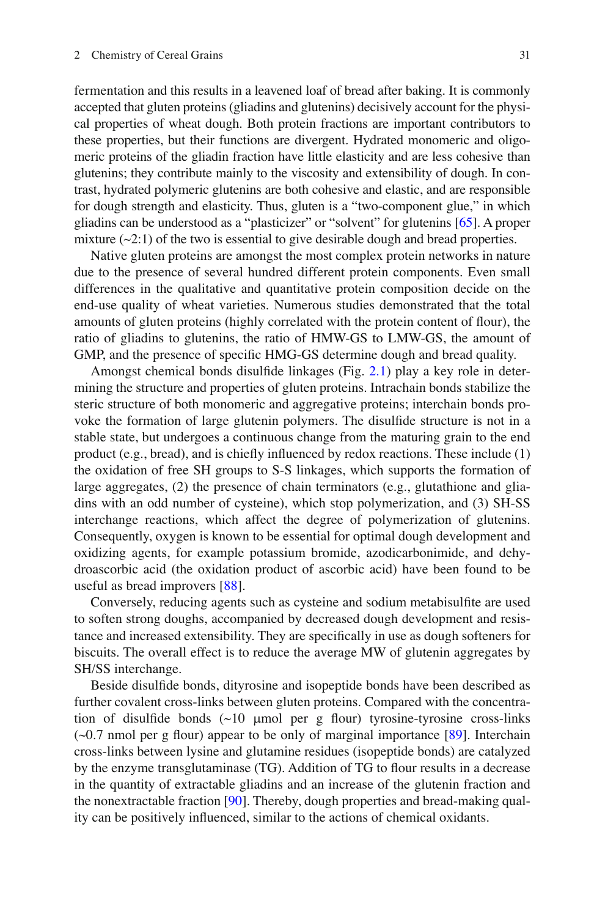fermentation and this results in a leavened loaf of bread after baking. It is commonly accepted that gluten proteins (gliadins and glutenins) decisively account for the physical properties of wheat dough. Both protein fractions are important contributors to these properties, but their functions are divergent. Hydrated monomeric and oligomeric proteins of the gliadin fraction have little elasticity and are less cohesive than glutenins; they contribute mainly to the viscosity and extensibility of dough. In contrast, hydrated polymeric glutenins are both cohesive and elastic, and are responsible for dough strength and elasticity. Thus, gluten is a "two-component glue," in which gliadins can be understood as a "plasticizer" or "solvent" for glutenins [65]. A proper mixture (~2:1) of the two is essential to give desirable dough and bread properties.

Native gluten proteins are amongst the most complex protein networks in nature due to the presence of several hundred different protein components. Even small differences in the qualitative and quantitative protein composition decide on the end-use quality of wheat varieties. Numerous studies demonstrated that the total amounts of gluten proteins (highly correlated with the protein content of flour), the ratio of gliadins to glutenins, the ratio of HMW-GS to LMW-GS, the amount of GMP, and the presence of specific HMG-GS determine dough and bread quality.

Amongst chemical bonds disulfide linkages (Fig. 2.1) play a key role in determining the structure and properties of gluten proteins. Intrachain bonds stabilize the steric structure of both monomeric and aggregative proteins; interchain bonds provoke the formation of large glutenin polymers. The disulfide structure is not in a stable state, but undergoes a continuous change from the maturing grain to the end product (e.g., bread), and is chiefly influenced by redox reactions. These include (1) the oxidation of free SH groups to S-S linkages, which supports the formation of large aggregates, (2) the presence of chain terminators (e.g., glutathione and gliadins with an odd number of cysteine), which stop polymerization, and (3) SH-SS interchange reactions, which affect the degree of polymerization of glutenins. Consequently, oxygen is known to be essential for optimal dough development and oxidizing agents, for example potassium bromide, azodicarbonimide, and dehydroascorbic acid (the oxidation product of ascorbic acid) have been found to be useful as bread improvers [88].

Conversely, reducing agents such as cysteine and sodium metabisulfite are used to soften strong doughs, accompanied by decreased dough development and resistance and increased extensibility. They are specifically in use as dough softeners for biscuits. The overall effect is to reduce the average MW of glutenin aggregates by SH/SS interchange.

Beside disulfide bonds, dityrosine and isopeptide bonds have been described as further covalent cross-links between gluten proteins. Compared with the concentration of disulfide bonds (~10 μmol per g flour) tyrosine-tyrosine cross-links (~0.7 nmol per g flour) appear to be only of marginal importance [89]. Interchain cross-links between lysine and glutamine residues (isopeptide bonds) are catalyzed by the enzyme transglutaminase (TG). Addition of TG to flour results in a decrease in the quantity of extractable gliadins and an increase of the glutenin fraction and the nonextractable fraction [90]. Thereby, dough properties and bread-making quality can be positively influenced, similar to the actions of chemical oxidants.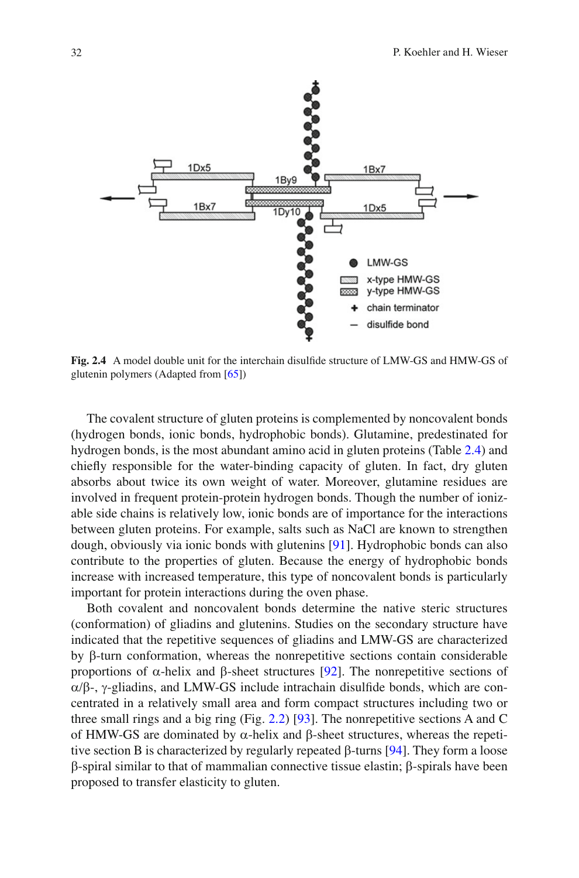**Fig. 2.4** A model double unit for the interchain disulfide structure of LMW-GS and HMW-GS of glutenin polymers (Adapted from [65])

The covalent structure of gluten proteins is complemented by noncovalent bonds (hydrogen bonds, ionic bonds, hydrophobic bonds). Glutamine, predestinated for hydrogen bonds, is the most abundant amino acid in gluten proteins (Table 2.4) and chiefly responsible for the water-binding capacity of gluten. In fact, dry gluten absorbs about twice its own weight of water. Moreover, glutamine residues are involved in frequent protein-protein hydrogen bonds. Though the number of ionizable side chains is relatively low, ionic bonds are of importance for the interactions between gluten proteins. For example, salts such as NaCl are known to strengthen dough, obviously via ionic bonds with glutenins [91]. Hydrophobic bonds can also contribute to the properties of gluten. Because the energy of hydrophobic bonds increase with increased temperature, this type of noncovalent bonds is particularly important for protein interactions during the oven phase.

Both covalent and noncovalent bonds determine the native steric structures (conformation) of gliadins and glutenins. Studies on the secondary structure have indicated that the repetitive sequences of gliadins and LMW-GS are characterized by β-turn conformation, whereas the nonrepetitive sections contain considerable proportions of α-helix and β-sheet structures [92]. The nonrepetitive sections of α/β-, γ-gliadins, and LMW-GS include intrachain disulfide bonds, which are concentrated in a relatively small area and form compact structures including two or three small rings and a big ring (Fig. 2.2) [93]. The nonrepetitive sections A and C of HMW-GS are dominated by α-helix and β-sheet structures, whereas the repetitive section B is characterized by regularly repeated β-turns [94]. They form a loose β-spiral similar to that of mammalian connective tissue elastin; β-spirals have been proposed to transfer elasticity to gluten.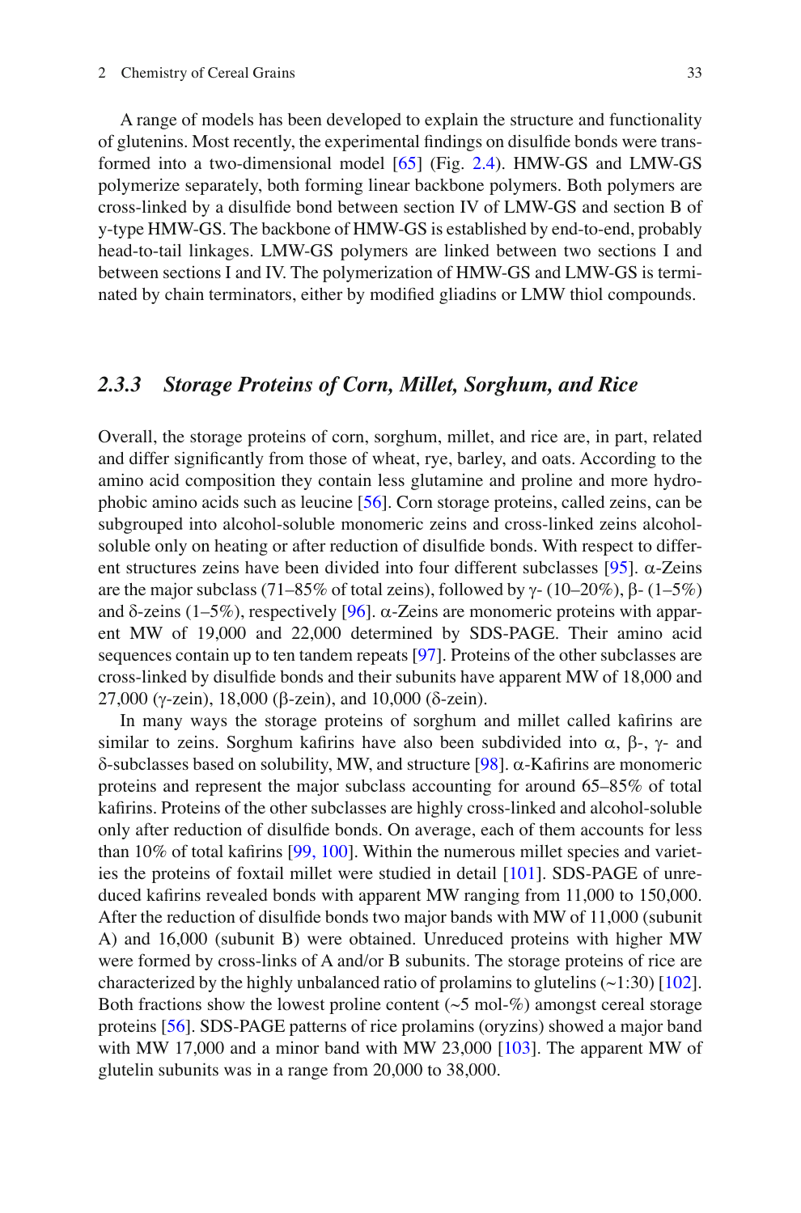A range of models has been developed to explain the structure and functionality of glutenins. Most recently, the experimental findings on disulfide bonds were transformed into a two-dimensional model [65] (Fig. 2.4). HMW-GS and LMW-GS polymerize separately, both forming linear backbone polymers. Both polymers are cross-linked by a disulfide bond between section IV of LMW-GS and section B of y-type HMW-GS. The backbone of HMW-GS is established by end-to-end, probably head-to-tail linkages. LMW-GS polymers are linked between two sections I and between sections I and IV. The polymerization of HMW-GS and LMW-GS is terminated by chain terminators, either by modified gliadins or LMW thiol compounds.

### *2.3.3 Storage Proteins of Corn, Millet, Sorghum, and Rice*

Overall, the storage proteins of corn, sorghum, millet, and rice are, in part, related and differ significantly from those of wheat, rye, barley, and oats. According to the amino acid composition they contain less glutamine and proline and more hydrophobic amino acids such as leucine [56]. Corn storage proteins, called zeins, can be subgrouped into alcohol-soluble monomeric zeins and cross-linked zeins alcohol-soluble only on heating or after reduction of disulfide bonds. With respect to different structures zeins have been divided into four different subclasses [95]. α-Zeins are the major subclass (71–85% of total zeins), followed by γ- (10–20%), β- (1–5%) and δ-zeins (1–5%), respectively [96]. α-Zeins are monomeric proteins with apparent MW of 19,000 and 22,000 determined by SDS-PAGE. Their amino acid sequences contain up to ten tandem repeats [97]. Proteins of the other subclasses are cross-linked by disulfide bonds and their subunits have apparent MW of 18,000 and 27,000 (γ-zein), 18,000 (β-zein), and 10,000 (δ-zein).

In many ways the storage proteins of sorghum and millet called kafirins are similar to zeins. Sorghum kafirins have also been subdivided into α, β-, γ- and δ-subclasses based on solubility, MW, and structure [98]. α-Kafirins are monomeric proteins and represent the major subclass accounting for around 65–85% of total kafirins. Proteins of the other subclasses are highly cross-linked and alcohol-soluble only after reduction of disulfide bonds. On average, each of them accounts for less than 10% of total kafirins [99, 100]. Within the numerous millet species and varieties the proteins of foxtail millet were studied in detail [101]. SDS-PAGE of unreduced kafirins revealed bonds with apparent MW ranging from 11,000 to 150,000. After the reduction of disulfide bonds two major bands with MW of 11,000 (subunit A) and 16,000 (subunit B) were obtained. Unreduced proteins with higher MW were formed by cross-links of A and/or B subunits. The storage proteins of rice are characterized by the highly unbalanced ratio of prolamins to glutelins (~1:30) [102]. Both fractions show the lowest proline content (~5 mol-%) amongst cereal storage proteins [56]. SDS-PAGE patterns of rice prolamins (oryzins) showed a major band with MW 17,000 and a minor band with MW 23,000 [103]. The apparent MW of glutelin subunits was in a range from 20,000 to 38,000.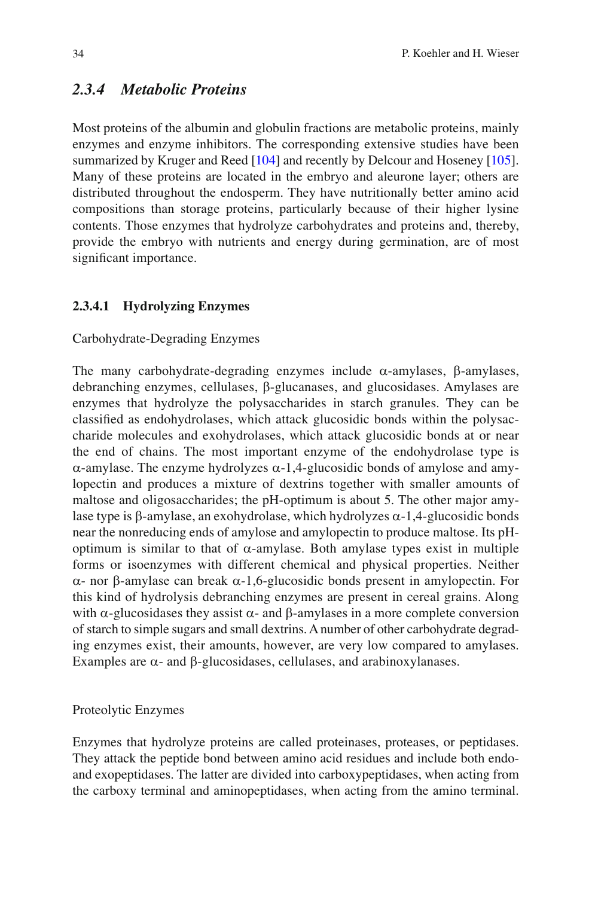### *2.3.4 Metabolic Proteins*

Most proteins of the albumin and globulin fractions are metabolic proteins, mainly enzymes and enzyme inhibitors. The corresponding extensive studies have been summarized by Kruger and Reed [104] and recently by Delcour and Hoseney [105]. Many of these proteins are located in the embryo and aleurone layer; others are distributed throughout the endosperm. They have nutritionally better amino acid compositions than storage proteins, particularly because of their higher lysine contents. Those enzymes that hydrolyze carbohydrates and proteins and, thereby, provide the embryo with nutrients and energy during germination, are of most significant importance.

#### **2.3.4.1 Hydrolyzing Enzymes**

Carbohydrate-Degrading Enzymes

The many carbohydrate-degrading enzymes include α-amylases, β-amylases, debranching enzymes, cellulases, β-glucanases, and glucosidases. Amylases are enzymes that hydrolyze the polysaccharides in starch granules. They can be classified as endohydrolases, which attack glucosidic bonds within the polysaccharide molecules and exohydrolases, which attack glucosidic bonds at or near the end of chains. The most important enzyme of the endohydrolase type is α-amylase. The enzyme hydrolyzes α-1,4-glucosidic bonds of amylose and amylopectin and produces a mixture of dextrins together with smaller amounts of maltose and oligosaccharides; the pH-optimum is about 5. The other major amylase type is β-amylase, an exohydrolase, which hydrolyzes α-1,4-glucosidic bonds near the nonreducing ends of amylose and amylopectin to produce maltose. Its pH-optimum is similar to that of α-amylase. Both amylase types exist in multiple forms or isoenzymes with different chemical and physical properties. Neither α- nor β-amylase can break α-1,6-glucosidic bonds present in amylopectin. For this kind of hydrolysis debranching enzymes are present in cereal grains. Along with α-glucosidases they assist α- and β-amylases in a more complete conversion of starch to simple sugars and small dextrins. A number of other carbohydrate degrading enzymes exist, their amounts, however, are very low compared to amylases. Examples are α- and β-glucosidases, cellulases, and arabinoxylanases.

Proteolytic Enzymes

Enzymes that hydrolyze proteins are called proteinases, proteases, or peptidases. They attack the peptide bond between amino acid residues and include both endo- and exopeptidases. The latter are divided into carboxypeptidases, when acting from the carboxy terminal and aminopeptidases, when acting from the amino terminal.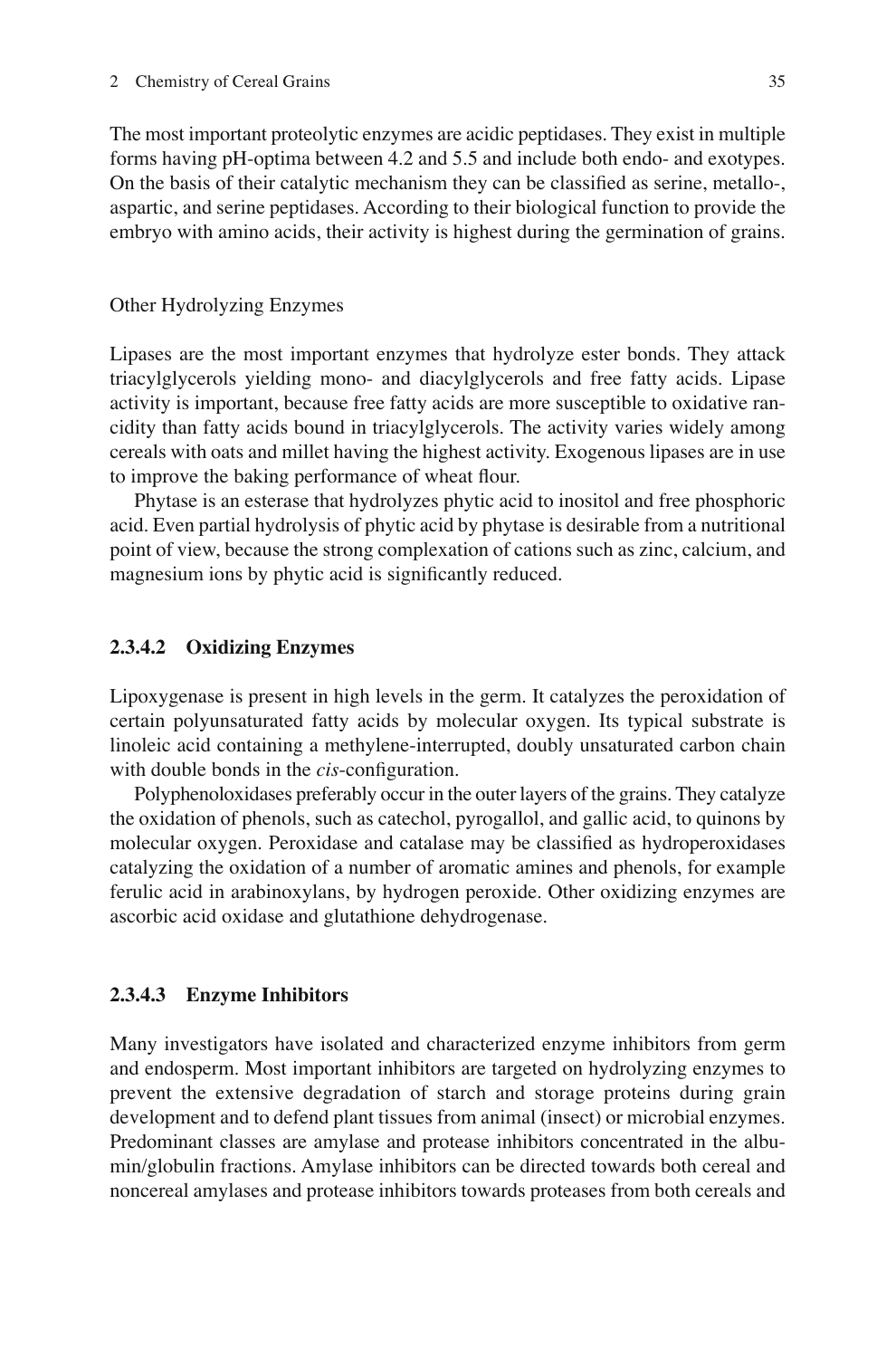The most important proteolytic enzymes are acidic peptidases. They exist in multiple forms having pH-optima between 4.2 and 5.5 and include both endo- and exotypes. On the basis of their catalytic mechanism they can be classified as serine, metallo-, aspartic, and serine peptidases. According to their biological function to provide the embryo with amino acids, their activity is highest during the germination of grains.

Other Hydrolyzing Enzymes

Lipases are the most important enzymes that hydrolyze ester bonds. They attack triacylglycerols yielding mono- and diacylglycerols and free fatty acids. Lipase activity is important, because free fatty acids are more susceptible to oxidative rancidity than fatty acids bound in triacylglycerols. The activity varies widely among cereals with oats and millet having the highest activity. Exogenous lipases are in use to improve the baking performance of wheat flour.

Phytase is an esterase that hydrolyzes phytic acid to inositol and free phosphoric acid. Even partial hydrolysis of phytic acid by phytase is desirable from a nutritional point of view, because the strong complexation of cations such as zinc, calcium, and magnesium ions by phytic acid is significantly reduced.

#### 2.3.4.2 Oxidizing Enzymes

Lipoxygenase is present in high levels in the germ. It catalyzes the peroxidation of certain polyunsaturated fatty acids by molecular oxygen. Its typical substrate is linoleic acid containing a methylene-interrupted, doubly unsaturated carbon chain with double bonds in the *cis*-configuration.

Polyphenoloxidases preferably occur in the outer layers of the grains. They catalyze the oxidation of phenols, such as catechol, pyrogallol, and gallic acid, to quinons by molecular oxygen. Peroxidase and catalase may be classified as hydroperoxidases catalyzing the oxidation of a number of aromatic amines and phenols, for example ferulic acid in arabinoxylans, by hydrogen peroxide. Other oxidizing enzymes are ascorbic acid oxidase and glutathione dehydrogenase.

#### 2.3.4.3 Enzyme Inhibitors

Many investigators have isolated and characterized enzyme inhibitors from germ and endosperm. Most important inhibitors are targeted on hydrolyzing enzymes to prevent the extensive degradation of starch and storage proteins during grain development and to defend plant tissues from animal (insect) or microbial enzymes. Predominant classes are amylase and protease inhibitors concentrated in the albumin/globulin fractions. Amylase inhibitors can be directed towards both cereal and noncereal amylases and protease inhibitors towards proteases from both cereals and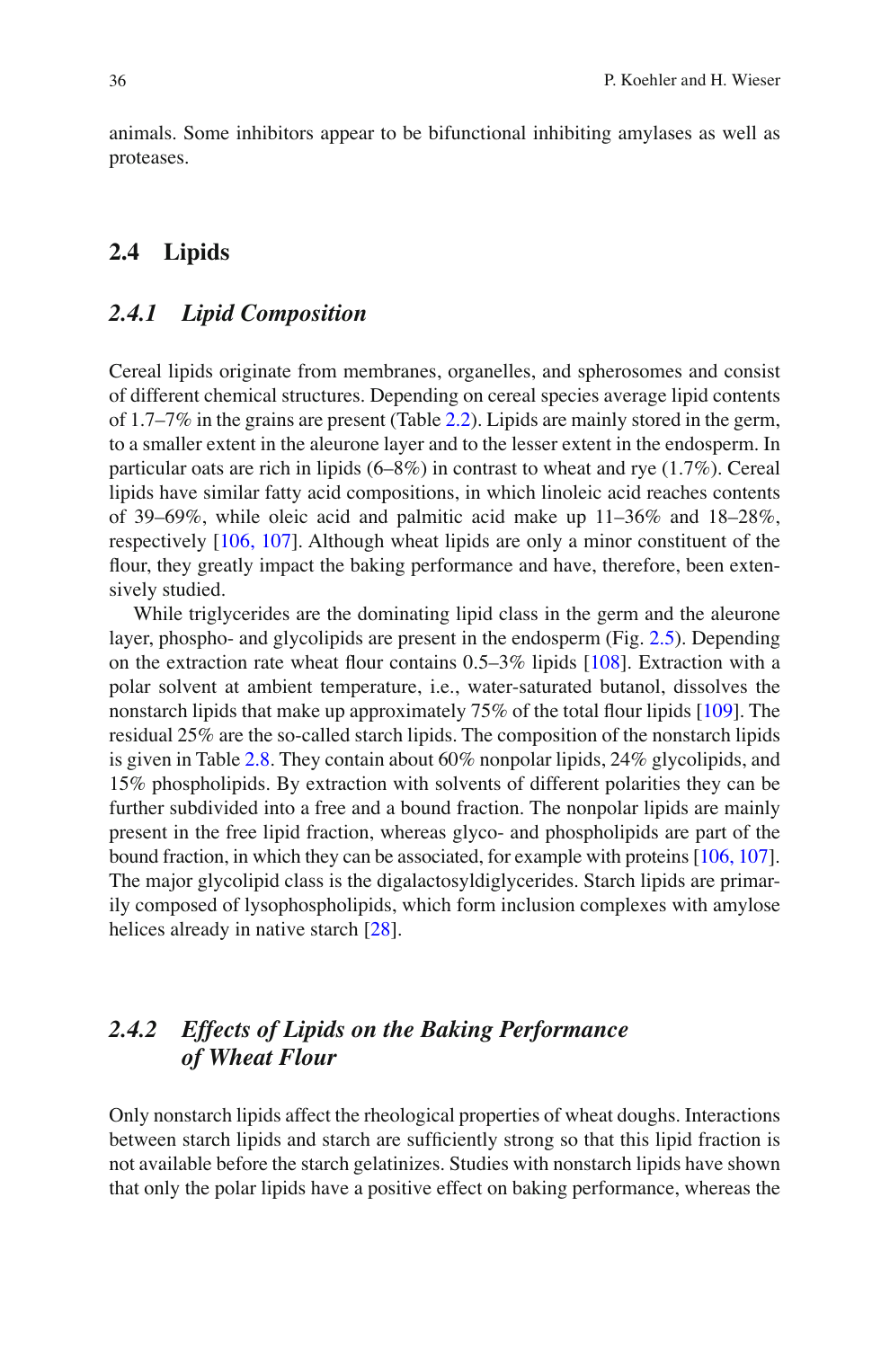animals. Some inhibitors appear to be bifunctional inhibiting amylases as well as proteases.

## 2.4 Lipids

### *2.4.1 Lipid Composition*

Cereal lipids originate from membranes, organelles, and spherosomes and consist of different chemical structures. Depending on cereal species average lipid contents of 1.7–7% in the grains are present (Table 2.2). Lipids are mainly stored in the germ, to a smaller extent in the aleurone layer and to the lesser extent in the endosperm. In particular oats are rich in lipids (6–8%) in contrast to wheat and rye (1.7%). Cereal lipids have similar fatty acid compositions, in which linoleic acid reaches contents of 39–69%, while oleic acid and palmitic acid make up 11–36% and 18–28%, respectively [106, 107]. Although wheat lipids are only a minor constituent of the flour, they greatly impact the baking performance and have, therefore, been extensively studied.

While triglycerides are the dominating lipid class in the germ and the aleurone layer, phospho- and glycolipids are present in the endosperm (Fig. 2.5). Depending on the extraction rate wheat flour contains 0.5–3% lipids [108]. Extraction with a polar solvent at ambient temperature, i.e., water-saturated butanol, dissolves the nonstarch lipids that make up approximately 75% of the total flour lipids [109]. The residual 25% are the so-called starch lipids. The composition of the nonstarch lipids is given in Table 2.8. They contain about 60% nonpolar lipids, 24% glycolipids, and 15% phospholipids. By extraction with solvents of different polarities they can be further subdivided into a free and a bound fraction. The nonpolar lipids are mainly present in the free lipid fraction, whereas glyco- and phospholipids are part of the bound fraction, in which they can be associated, for example with proteins [106, 107]. The major glycolipid class is the digalactosyldiglycerides. Starch lipids are primarily composed of lysophospholipids, which form inclusion complexes with amylose helices already in native starch [28].

### *2.4.2 Effects of Lipids on the Baking Performance of Wheat Flour*

Only nonstarch lipids affect the rheological properties of wheat doughs. Interactions between starch lipids and starch are sufficiently strong so that this lipid fraction is not available before the starch gelatinizes. Studies with nonstarch lipids have shown that only the polar lipids have a positive effect on baking performance, whereas the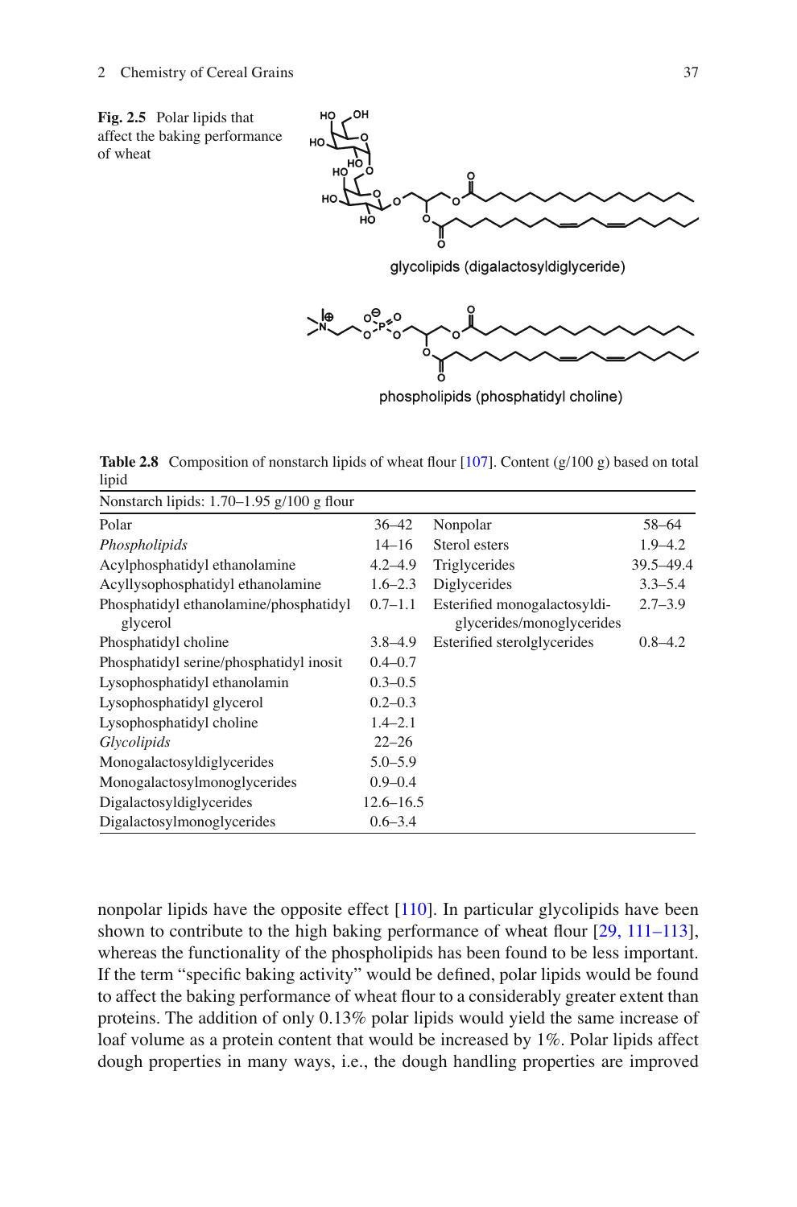**Fig. 2.5** Polar lipids that affect the baking performance of wheat

glycolipids (digalactosyldiglyceride)

phospholipids (phosphatidyl choline)

**Table 2.8** Composition of nonstarch lipids of wheat flour [107]. Content (g/100 g) based on total lipid

| Nonstarch lipids: 1.70–1.95 g/100 g flour | | | |
|---|---|---|---|
| Polar | 36–42 | Nonpolar | 58–64 |
| *Phospholipids* | 14–16 | Sterol esters | 1.9–4.2 |
| Acylphosphatidyl ethanolamine | 4.2–4.9 | Triglycerides | 39.5–49.4 |
| Acyllysophosphatidyl ethanolamine | 1.6–2.3 | Diglycerides | 3.3–5.4 |
| Phosphatidyl ethanolamine/phosphatidyl glycerol | 0.7–1.1 | Esterified monogalactosyldi-glycerides/monoglycerides | 2.7–3.9 |
| Phosphatidyl choline | 3.8–4.9 | Esterified sterolglycerides | 0.8–4.2 |
| Phosphatidyl serine/phosphatidyl inosit | 0.4–0.7 | | |
| Lysophosphatidyl ethanolamin | 0.3–0.5 | | |
| Lysophosphatidyl glycerol | 0.2–0.3 | | |
| Lysophosphatidyl choline | 1.4–2.1 | | |
| *Glycolipids* | 22–26 | | |
| Monogalactosyldiglycerides | 5.0–5.9 | | |
| Monogalactosylmonoglycerides | 0.9–0.4 | | |
| Digalactosyldiglycerides | 12.6–16.5 | | |
| Digalactosylmonoglycerides | 0.6–3.4 | | |

nonpolar lipids have the opposite effect [110]. In particular glycolipids have been shown to contribute to the high baking performance of wheat flour [29, 111–113], whereas the functionality of the phospholipids has been found to be less important. If the term "specific baking activity" would be defined, polar lipids would be found to affect the baking performance of wheat flour to a considerably greater extent than proteins. The addition of only 0.13% polar lipids would yield the same increase of loaf volume as a protein content that would be increased by 1%. Polar lipids affect dough properties in many ways, i.e., the dough handling properties are improved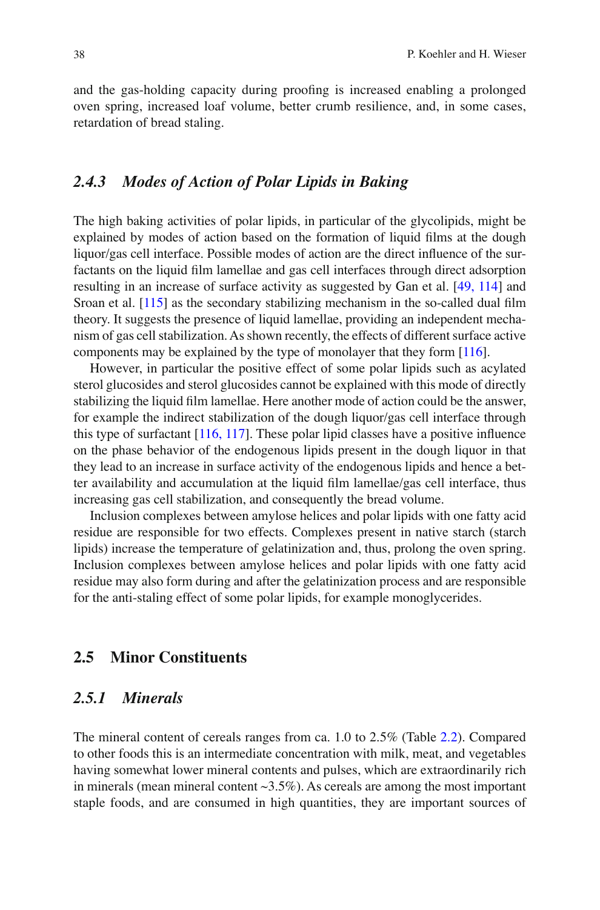and the gas-holding capacity during proofing is increased enabling a prolonged oven spring, increased loaf volume, better crumb resilience, and, in some cases, retardation of bread staling.

### *2.4.3 Modes of Action of Polar Lipids in Baking*

The high baking activities of polar lipids, in particular of the glycolipids, might be explained by modes of action based on the formation of liquid films at the dough liquor/gas cell interface. Possible modes of action are the direct influence of the surfactants on the liquid film lamellae and gas cell interfaces through direct adsorption resulting in an increase of surface activity as suggested by Gan et al. [49, 114] and Sroan et al. [115] as the secondary stabilizing mechanism in the so-called dual film theory. It suggests the presence of liquid lamellae, providing an independent mechanism of gas cell stabilization. As shown recently, the effects of different surface active components may be explained by the type of monolayer that they form [116].

However, in particular the positive effect of some polar lipids such as acylated sterol glucosides and sterol glucosides cannot be explained with this mode of directly stabilizing the liquid film lamellae. Here another mode of action could be the answer, for example the indirect stabilization of the dough liquor/gas cell interface through this type of surfactant [116, 117]. These polar lipid classes have a positive influence on the phase behavior of the endogenous lipids present in the dough liquor in that they lead to an increase in surface activity of the endogenous lipids and hence a better availability and accumulation at the liquid film lamellae/gas cell interface, thus increasing gas cell stabilization, and consequently the bread volume.

Inclusion complexes between amylose helices and polar lipids with one fatty acid residue are responsible for two effects. Complexes present in native starch (starch lipids) increase the temperature of gelatinization and, thus, prolong the oven spring. Inclusion complexes between amylose helices and polar lipids with one fatty acid residue may also form during and after the gelatinization process and are responsible for the anti-staling effect of some polar lipids, for example monoglycerides.

## 2.5 Minor Constituents

### *2.5.1 Minerals*

The mineral content of cereals ranges from ca. 1.0 to 2.5% (Table 2.2). Compared to other foods this is an intermediate concentration with milk, meat, and vegetables having somewhat lower mineral contents and pulses, which are extraordinarily rich in minerals (mean mineral content ~3.5%). As cereals are among the most important staple foods, and are consumed in high quantities, they are important sources of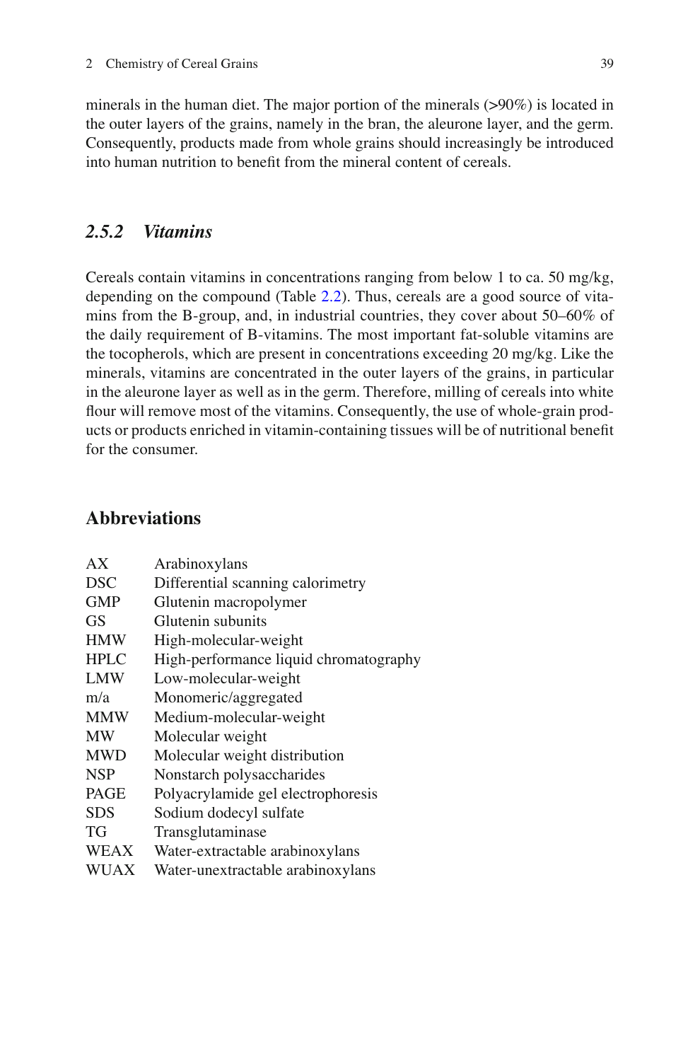minerals in the human diet. The major portion of the minerals (>90%) is located in the outer layers of the grains, namely in the bran, the aleurone layer, and the germ. Consequently, products made from whole grains should increasingly be introduced into human nutrition to benefit from the mineral content of cereals.

### *2.5.2 Vitamins*

Cereals contain vitamins in concentrations ranging from below 1 to ca. 50 mg/kg, depending on the compound (Table 2.2). Thus, cereals are a good source of vitamins from the B-group, and, in industrial countries, they cover about 50–60% of the daily requirement of B-vitamins. The most important fat-soluble vitamins are the tocopherols, which are present in concentrations exceeding 20 mg/kg. Like the minerals, vitamins are concentrated in the outer layers of the grains, in particular in the aleurone layer as well as in the germ. Therefore, milling of cereals into white flour will remove most of the vitamins. Consequently, the use of whole-grain products or products enriched in vitamin-containing tissues will be of nutritional benefit for the consumer.

## Abbreviations

| | |
|---|---|
| AX | Arabinoxylans |
| DSC | Differential scanning calorimetry |
| GMP | Glutenin macropolymer |
| GS | Glutenin subunits |
| HMW | High-molecular-weight |
| HPLC | High-performance liquid chromatography |
| LMW | Low-molecular-weight |
| m/a | Monomeric/aggregated |
| MMW | Medium-molecular-weight |
| MW | Molecular weight |
| MWD | Molecular weight distribution |
| NSP | Nonstarch polysaccharides |
| PAGE | Polyacrylamide gel electrophoresis |
| SDS | Sodium dodecyl sulfate |
| TG | Transglutaminase |
| WEAX | Water-extractable arabinoxylans |
| WUAX | Water-unextractable arabinoxylans |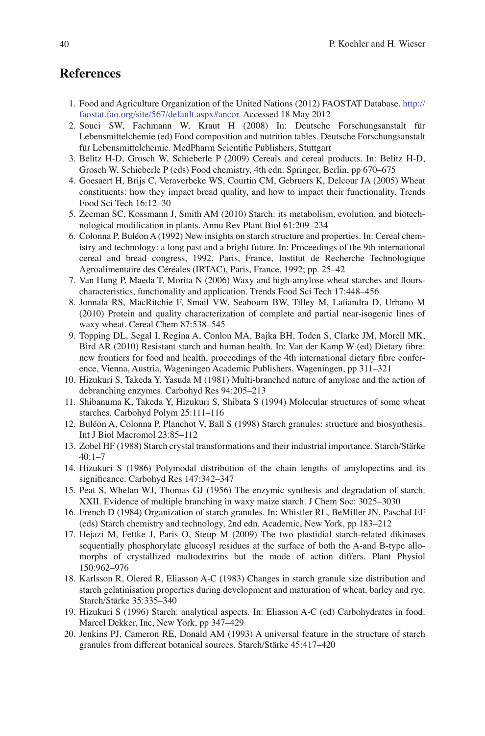## References

1. Food and Agriculture Organization of the United Nations (2012) FAOSTAT Database. http://faostat.fao.org/site/567/default.aspx#ancor. Accessed 18 May 2012
2. Souci SW, Fachmann W, Kraut H (2008) In: Deutsche Forschungsanstalt für Lebensmittelchemie (ed) Food composition and nutrition tables. Deutsche Forschungsanstalt für Lebensmittelchemie. MedPharm Scientific Publishers, Stuttgart
3. Belitz H-D, Grosch W, Schieberle P (2009) Cereals and cereal products. In: Belitz H-D, Grosch W, Schieberle P (eds) Food chemistry, 4th edn. Springer, Berlin, pp 670–675
4. Goesaert H, Brijs C, Veraverbeke WS, Courtin CM, Gebruers K, Delcour JA (2005) Wheat constituents: how they impact bread quality, and how to impact their functionality. Trends Food Sci Tech 16:12–30
5. Zeeman SC, Kossmann J, Smith AM (2010) Starch: its metabolism, evolution, and biotechnological modification in plants. Annu Rev Plant Biol 61:209–234
6. Colonna P, Buléon A (1992) New insights on starch structure and properties. In: Cereal chemistry and technology: a long past and a bright future. In: Proceedings of the 9th international cereal and bread congress, 1992, Paris, France, Institut de Recherche Technologique Agroalimentaire des Céréales (IRTAC), Paris, France, 1992; pp. 25–42
7. Van Hung P, Maeda T, Morita N (2006) Waxy and high-amylose wheat starches and flours-characteristics, functionality and application. Trends Food Sci Tech 17:448–456
8. Jonnala RS, MacRitchie F, Smail VW, Seabourn BW, Tilley M, Lafiandra D, Urbano M (2010) Protein and quality characterization of complete and partial near-isogenic lines of waxy wheat. Cereal Chem 87:538–545
9. Topping DL, Segal I, Regina A, Conlon MA, Bajka BH, Toden S, Clarke JM, Morell MK, Bird AR (2010) Resistant starch and human health. In: Van der Kamp W (ed) Dietary fibre: new frontiers for food and health, proceedings of the 4th international dietary fibre conference, Vienna, Austria, Wageningen Academic Publishers, Wageningen, pp 311–321
10. Hizukuri S, Takeda Y, Yasuda M (1981) Multi-branched nature of amylose and the action of debranching enzymes. Carbohyd Res 94:205–213
11. Shibanuma K, Takeda Y, Hizukuri S, Shibata S (1994) Molecular structures of some wheat starches. Carbohyd Polym 25:111–116
12. Buléon A, Colonna P, Planchot V, Ball S (1998) Starch granules: structure and biosynthesis. Int J Biol Macromol 23:85–112
13. Zobel HF (1988) Starch crystal transformations and their industrial importance. Starch/Stärke 40:1–7
14. Hizukuri S (1986) Polymodal distribution of the chain lengths of amylopectins and its significance. Carbohyd Res 147:342–347
15. Peat S, Whelan WJ, Thomas GJ (1956) The enzymic synthesis and degradation of starch. XXII. Evidence of multiple branching in waxy maize starch. J Chem Soc: 3025–3030
16. French D (1984) Organization of starch granules. In: Whistler RL, BeMiller JN, Paschal EF (eds) Starch chemistry and technology, 2nd edn. Academic, New York, pp 183–212
17. Hejazi M, Fettke J, Paris O, Steup M (2009) The two plastidial starch-related dikinases sequentially phosphorylate glucosyl residues at the surface of both the A-and B-type allomorphs of crystallized maltodextrins but the mode of action differs. Plant Physiol 150:962–976
18. Karlsson R, Olered R, Eliasson A-C (1983) Changes in starch granule size distribution and starch gelatinisation properties during development and maturation of wheat, barley and rye. Starch/Stärke 35:335–340
19. Hizukuri S (1996) Starch: analytical aspects. In: Eliasson A-C (ed) Carbohydrates in food. Marcel Dekker, Inc, New York, pp 347–429
20. Jenkins PJ, Cameron RE, Donald AM (1993) A universal feature in the structure of starch granules from different botanical sources. Starch/Stärke 45:417–420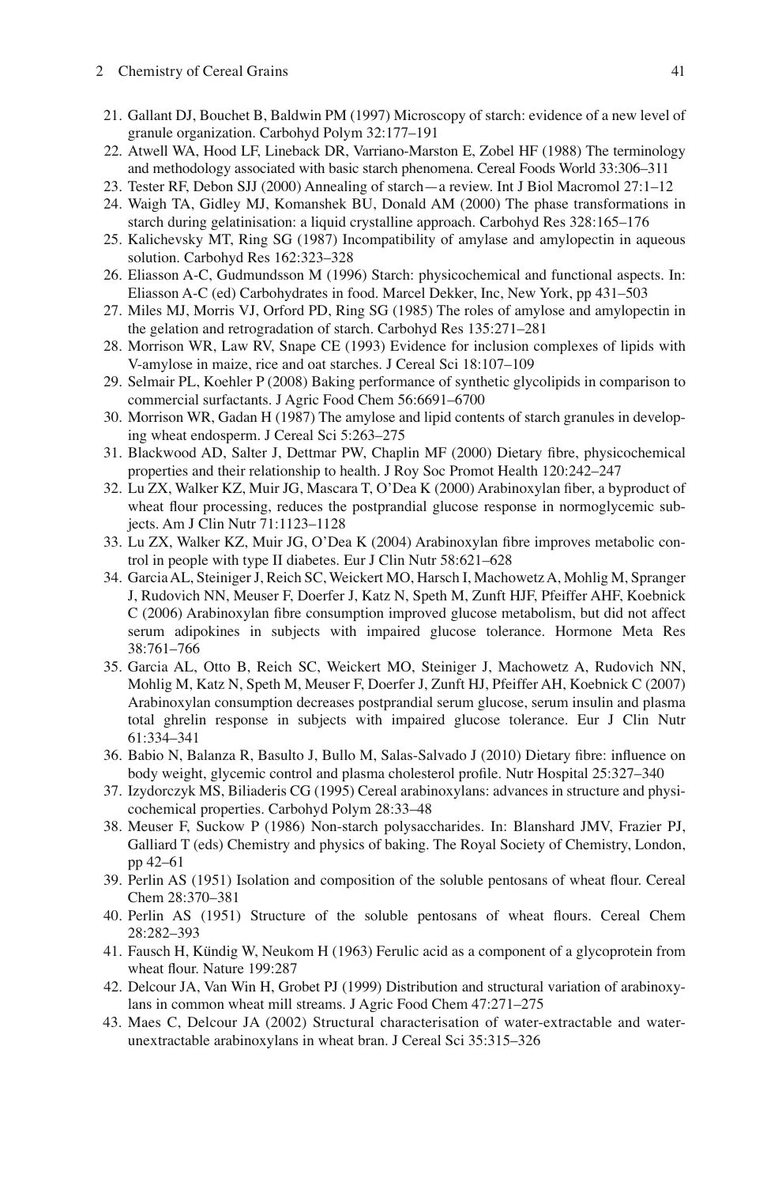21. Gallant DJ, Bouchet B, Baldwin PM (1997) Microscopy of starch: evidence of a new level of granule organization. Carbohyd Polym 32:177–191
22. Atwell WA, Hood LF, Lineback DR, Varriano-Marston E, Zobel HF (1988) The terminology and methodology associated with basic starch phenomena. Cereal Foods World 33:306–311
23. Tester RF, Debon SJJ (2000) Annealing of starch—a review. Int J Biol Macromol 27:1–12
24. Waigh TA, Gidley MJ, Komanshek BU, Donald AM (2000) The phase transformations in starch during gelatinisation: a liquid crystalline approach. Carbohyd Res 328:165–176
25. Kalichevsky MT, Ring SG (1987) Incompatibility of amylase and amylopectin in aqueous solution. Carbohyd Res 162:323–328
26. Eliasson A-C, Gudmundsson M (1996) Starch: physicochemical and functional aspects. In: Eliasson A-C (ed) Carbohydrates in food. Marcel Dekker, Inc, New York, pp 431–503
27. Miles MJ, Morris VJ, Orford PD, Ring SG (1985) The roles of amylose and amylopectin in the gelation and retrogradation of starch. Carbohyd Res 135:271–281
28. Morrison WR, Law RV, Snape CE (1993) Evidence for inclusion complexes of lipids with V-amylose in maize, rice and oat starches. J Cereal Sci 18:107–109
29. Selmair PL, Koehler P (2008) Baking performance of synthetic glycolipids in comparison to commercial surfactants. J Agric Food Chem 56:6691–6700
30. Morrison WR, Gadan H (1987) The amylose and lipid contents of starch granules in developing wheat endosperm. J Cereal Sci 5:263–275
31. Blackwood AD, Salter J, Dettmar PW, Chaplin MF (2000) Dietary fibre, physicochemical properties and their relationship to health. J Roy Soc Promot Health 120:242–247
32. Lu ZX, Walker KZ, Muir JG, Mascara T, O'Dea K (2000) Arabinoxylan fiber, a byproduct of wheat flour processing, reduces the postprandial glucose response in normoglycemic subjects. Am J Clin Nutr 71:1123–1128
33. Lu ZX, Walker KZ, Muir JG, O'Dea K (2004) Arabinoxylan fibre improves metabolic control in people with type II diabetes. Eur J Clin Nutr 58:621–628
34. Garcia AL, Steiniger J, Reich SC, Weickert MO, Harsch I, Machowetz A, Mohlig M, Spranger J, Rudovich NN, Meuser F, Doerfer J, Katz N, Speth M, Zunft HJF, Pfeiffer AHF, Koebnick C (2006) Arabinoxylan fibre consumption improved glucose metabolism, but did not affect serum adipokines in subjects with impaired glucose tolerance. Hormone Meta Res 38:761–766
35. Garcia AL, Otto B, Reich SC, Weickert MO, Steiniger J, Machowetz A, Rudovich NN, Mohlig M, Katz N, Speth M, Meuser F, Doerfer J, Zunft HJ, Pfeiffer AH, Koebnick C (2007) Arabinoxylan consumption decreases postprandial serum glucose, serum insulin and plasma total ghrelin response in subjects with impaired glucose tolerance. Eur J Clin Nutr 61:334–341
36. Babio N, Balanza R, Basulto J, Bullo M, Salas-Salvado J (2010) Dietary fibre: influence on body weight, glycemic control and plasma cholesterol profile. Nutr Hospital 25:327–340
37. Izydorczyk MS, Biliaderis CG (1995) Cereal arabinoxylans: advances in structure and physicochemical properties. Carbohyd Polym 28:33–48
38. Meuser F, Suckow P (1986) Non-starch polysaccharides. In: Blanshard JMV, Frazier PJ, Galliard T (eds) Chemistry and physics of baking. The Royal Society of Chemistry, London, pp 42–61
39. Perlin AS (1951) Isolation and composition of the soluble pentosans of wheat flour. Cereal Chem 28:370–381
40. Perlin AS (1951) Structure of the soluble pentosans of wheat flours. Cereal Chem 28:282–393
41. Fausch H, Kündig W, Neukom H (1963) Ferulic acid as a component of a glycoprotein from wheat flour. Nature 199:287
42. Delcour JA, Van Win H, Grobet PJ (1999) Distribution and structural variation of arabinoxylans in common wheat mill streams. J Agric Food Chem 47:271–275
43. Maes C, Delcour JA (2002) Structural characterisation of water-extractable and water-unextractable arabinoxylans in wheat bran. J Cereal Sci 35:315–326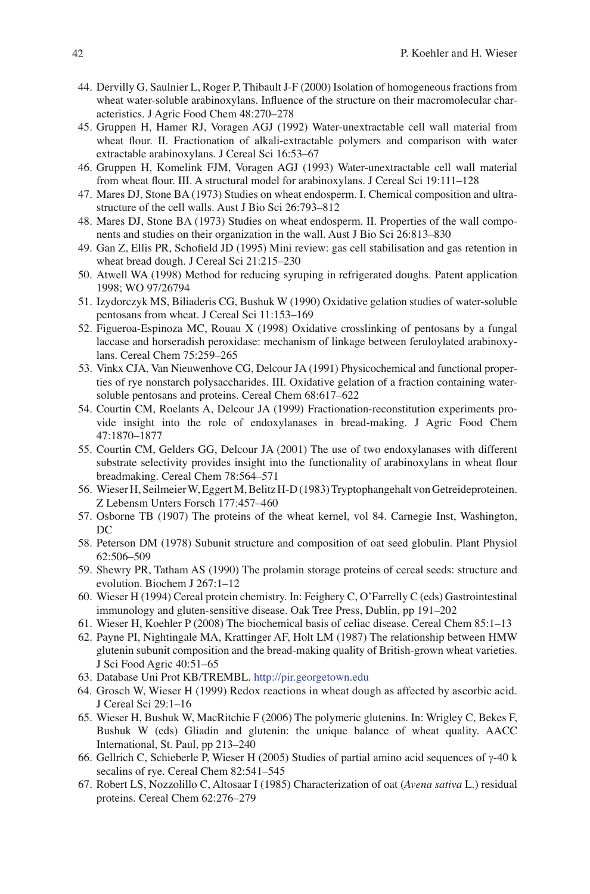44. Dervilly G, Saulnier L, Roger P, Thibault J-F (2000) Isolation of homogeneous fractions from wheat water-soluble arabinoxylans. Influence of the structure on their macromolecular characteristics. J Agric Food Chem 48:270–278
45. Gruppen H, Hamer RJ, Voragen AGJ (1992) Water-unextractable cell wall material from wheat flour. II. Fractionation of alkali-extractable polymers and comparison with water extractable arabinoxylans. J Cereal Sci 16:53–67
46. Gruppen H, Komelink FJM, Voragen AGJ (1993) Water-unextractable cell wall material from wheat flour. III. A structural model for arabinoxylans. J Cereal Sci 19:111–128
47. Mares DJ, Stone BA (1973) Studies on wheat endosperm. I. Chemical composition and ultrastructure of the cell walls. Aust J Bio Sci 26:793–812
48. Mares DJ, Stone BA (1973) Studies on wheat endosperm. II. Properties of the wall components and studies on their organization in the wall. Aust J Bio Sci 26:813–830
49. Gan Z, Ellis PR, Schofield JD (1995) Mini review: gas cell stabilisation and gas retention in wheat bread dough. J Cereal Sci 21:215–230
50. Atwell WA (1998) Method for reducing syruping in refrigerated doughs. Patent application 1998; WO 97/26794
51. Izydorczyk MS, Biliaderis CG, Bushuk W (1990) Oxidative gelation studies of water-soluble pentosans from wheat. J Cereal Sci 11:153–169
52. Figueroa-Espinoza MC, Rouau X (1998) Oxidative crosslinking of pentosans by a fungal laccase and horseradish peroxidase: mechanism of linkage between feruloylated arabinoxylans. Cereal Chem 75:259–265
53. Vinkx CJA, Van Nieuwenhove CG, Delcour JA (1991) Physicochemical and functional properties of rye nonstarch polysaccharides. III. Oxidative gelation of a fraction containing water-soluble pentosans and proteins. Cereal Chem 68:617–622
54. Courtin CM, Roelants A, Delcour JA (1999) Fractionation-reconstitution experiments provide insight into the role of endoxylanases in bread-making. J Agric Food Chem 47:1870–1877
55. Courtin CM, Gelders GG, Delcour JA (2001) The use of two endoxylanases with different substrate selectivity provides insight into the functionality of arabinoxylans in wheat flour breadmaking. Cereal Chem 78:564–571
56. Wieser H, Seilmeier W, Eggert M, Belitz H-D (1983) Tryptophangehalt von Getreideproteinen. Z Lebensm Unters Forsch 177:457–460
57. Osborne TB (1907) The proteins of the wheat kernel, vol 84. Carnegie Inst, Washington, DC
58. Peterson DM (1978) Subunit structure and composition of oat seed globulin. Plant Physiol 62:506–509
59. Shewry PR, Tatham AS (1990) The prolamin storage proteins of cereal seeds: structure and evolution. Biochem J 267:1–12
60. Wieser H (1994) Cereal protein chemistry. In: Feighery C, O'Farrelly C (eds) Gastrointestinal immunology and gluten-sensitive disease. Oak Tree Press, Dublin, pp 191–202
61. Wieser H, Koehler P (2008) The biochemical basis of celiac disease. Cereal Chem 85:1–13
62. Payne PI, Nightingale MA, Krattinger AF, Holt LM (1987) The relationship between HMW glutenin subunit composition and the bread-making quality of British-grown wheat varieties. J Sci Food Agric 40:51–65
63. Database Uni Prot KB/TREMBL. http://pir.georgetown.edu
64. Grosch W, Wieser H (1999) Redox reactions in wheat dough as affected by ascorbic acid. J Cereal Sci 29:1–16
65. Wieser H, Bushuk W, MacRitchie F (2006) The polymeric glutenins. In: Wrigley C, Bekes F, Bushuk W (eds) Gliadin and glutenin: the unique balance of wheat quality. AACC International, St. Paul, pp 213–240
66. Gellrich C, Schieberle P, Wieser H (2005) Studies of partial amino acid sequences of γ-40 k secalins of rye. Cereal Chem 82:541–545
67. Robert LS, Nozzolillo C, Altosaar I (1985) Characterization of oat (*Avena sativa* L.) residual proteins. Cereal Chem 62:276–279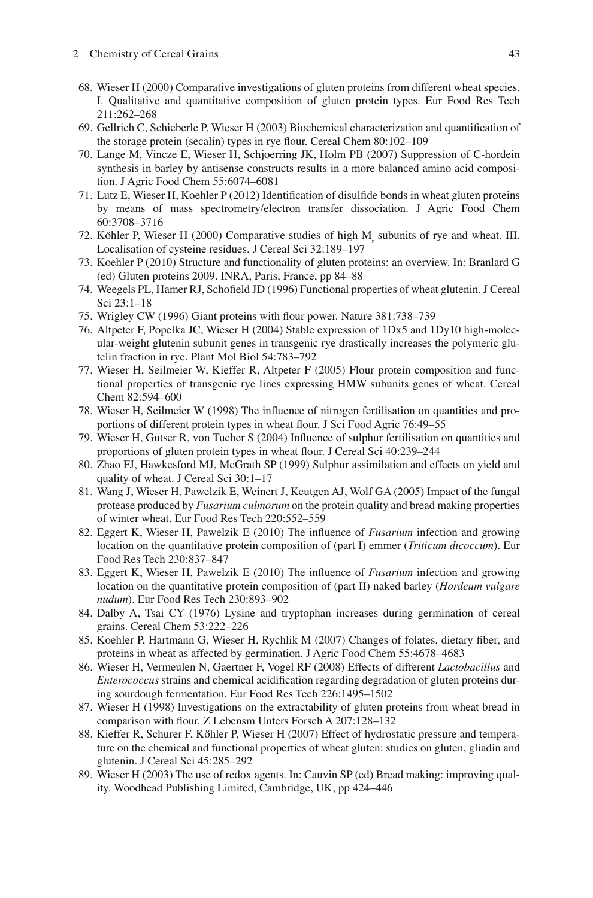68. Wieser H (2000) Comparative investigations of gluten proteins from different wheat species. I. Qualitative and quantitative composition of gluten protein types. Eur Food Res Tech 211:262–268
69. Gellrich C, Schieberle P, Wieser H (2003) Biochemical characterization and quantification of the storage protein (secalin) types in rye flour. Cereal Chem 80:102–109
70. Lange M, Vincze E, Wieser H, Schjoerring JK, Holm PB (2007) Suppression of C-hordein synthesis in barley by antisense constructs results in a more balanced amino acid composition. J Agric Food Chem 55:6074–6081
71. Lutz E, Wieser H, Koehler P (2012) Identification of disulfide bonds in wheat gluten proteins by means of mass spectrometry/electron transfer dissociation. J Agric Food Chem 60:3708–3716
72. Köhler P, Wieser H (2000) Comparative studies of high $M_r$ subunits of rye and wheat. III. Localisation of cysteine residues. J Cereal Sci 32:189–197
73. Koehler P (2010) Structure and functionality of gluten proteins: an overview. In: Branlard G (ed) Gluten proteins 2009. INRA, Paris, France, pp 84–88
74. Weegels PL, Hamer RJ, Schofield JD (1996) Functional properties of wheat glutenin. J Cereal Sci 23:1–18
75. Wrigley CW (1996) Giant proteins with flour power. Nature 381:738–739
76. Altpeter F, Popelka JC, Wieser H (2004) Stable expression of 1Dx5 and 1Dy10 high-molecular-weight glutenin subunit genes in transgenic rye drastically increases the polymeric glutelin fraction in rye. Plant Mol Biol 54:783–792
77. Wieser H, Seilmeier W, Kieffer R, Altpeter F (2005) Flour protein composition and functional properties of transgenic rye lines expressing HMW subunits genes of wheat. Cereal Chem 82:594–600
78. Wieser H, Seilmeier W (1998) The influence of nitrogen fertilisation on quantities and proportions of different protein types in wheat flour. J Sci Food Agric 76:49–55
79. Wieser H, Gutser R, von Tucher S (2004) Influence of sulphur fertilisation on quantities and proportions of gluten protein types in wheat flour. J Cereal Sci 40:239–244
80. Zhao FJ, Hawkesford MJ, McGrath SP (1999) Sulphur assimilation and effects on yield and quality of wheat. J Cereal Sci 30:1–17
81. Wang J, Wieser H, Pawelzik E, Weinert J, Keutgen AJ, Wolf GA (2005) Impact of the fungal protease produced by *Fusarium culmorum* on the protein quality and bread making properties of winter wheat. Eur Food Res Tech 220:552–559
82. Eggert K, Wieser H, Pawelzik E (2010) The influence of *Fusarium* infection and growing location on the quantitative protein composition of (part I) emmer (*Triticum dicoccum*). Eur Food Res Tech 230:837–847
83. Eggert K, Wieser H, Pawelzik E (2010) The influence of *Fusarium* infection and growing location on the quantitative protein composition of (part II) naked barley (*Hordeum vulgare nudum*). Eur Food Res Tech 230:893–902
84. Dalby A, Tsai CY (1976) Lysine and tryptophan increases during germination of cereal grains. Cereal Chem 53:222–226
85. Koehler P, Hartmann G, Wieser H, Rychlik M (2007) Changes of folates, dietary fiber, and proteins in wheat as affected by germination. J Agric Food Chem 55:4678–4683
86. Wieser H, Vermeulen N, Gaertner F, Vogel RF (2008) Effects of different *Lactobacillus* and *Enterococcus* strains and chemical acidification regarding degradation of gluten proteins during sourdough fermentation. Eur Food Res Tech 226:1495–1502
87. Wieser H (1998) Investigations on the extractability of gluten proteins from wheat bread in comparison with flour. Z Lebensm Unters Forsch A 207:128–132
88. Kieffer R, Schurer F, Köhler P, Wieser H (2007) Effect of hydrostatic pressure and temperature on the chemical and functional properties of wheat gluten: studies on gluten, gliadin and glutenin. J Cereal Sci 45:285–292
89. Wieser H (2003) The use of redox agents. In: Cauvin SP (ed) Bread making: improving quality. Woodhead Publishing Limited, Cambridge, UK, pp 424–446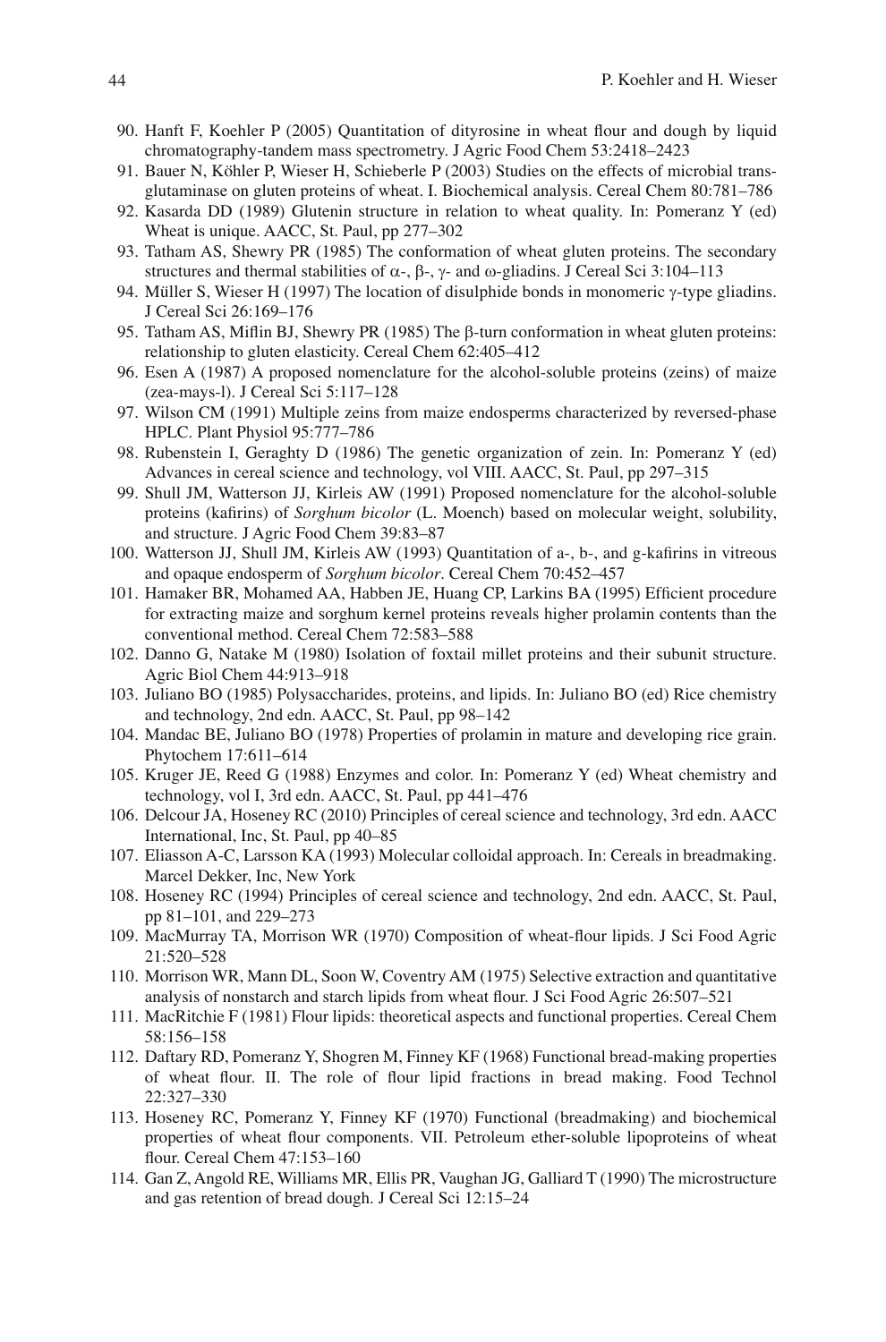90. Hanft F, Koehler P (2005) Quantitation of dityrosine in wheat flour and dough by liquid chromatography-tandem mass spectrometry. J Agric Food Chem 53:2418–2423
91. Bauer N, Köhler P, Wieser H, Schieberle P (2003) Studies on the effects of microbial transglutaminase on gluten proteins of wheat. I. Biochemical analysis. Cereal Chem 80:781–786
92. Kasarda DD (1989) Glutenin structure in relation to wheat quality. In: Pomeranz Y (ed) Wheat is unique. AACC, St. Paul, pp 277–302
93. Tatham AS, Shewry PR (1985) The conformation of wheat gluten proteins. The secondary structures and thermal stabilities of $\alpha$-, $\beta$-, $\gamma$- and $\omega$-gliadins. J Cereal Sci 3:104–113
94. Müller S, Wieser H (1997) The location of disulphide bonds in monomeric $\gamma$-type gliadins. J Cereal Sci 26:169–176
95. Tatham AS, Miflin BJ, Shewry PR (1985) The $\beta$-turn conformation in wheat gluten proteins: relationship to gluten elasticity. Cereal Chem 62:405–412
96. Esen A (1987) A proposed nomenclature for the alcohol-soluble proteins (zeins) of maize (zea-mays-l). J Cereal Sci 5:117–128
97. Wilson CM (1991) Multiple zeins from maize endosperms characterized by reversed-phase HPLC. Plant Physiol 95:777–786
98. Rubenstein I, Geraghty D (1986) The genetic organization of zein. In: Pomeranz Y (ed) Advances in cereal science and technology, vol VIII. AACC, St. Paul, pp 297–315
99. Shull JM, Watterson JJ, Kirleis AW (1991) Proposed nomenclature for the alcohol-soluble proteins (kafirins) of *Sorghum bicolor* (L. Moench) based on molecular weight, solubility, and structure. J Agric Food Chem 39:83–87
100. Watterson JJ, Shull JM, Kirleis AW (1993) Quantitation of a-, b-, and g-kafirins in vitreous and opaque endosperm of *Sorghum bicolor*. Cereal Chem 70:452–457
101. Hamaker BR, Mohamed AA, Habben JE, Huang CP, Larkins BA (1995) Efficient procedure for extracting maize and sorghum kernel proteins reveals higher prolamin contents than the conventional method. Cereal Chem 72:583–588
102. Danno G, Natake M (1980) Isolation of foxtail millet proteins and their subunit structure. Agric Biol Chem 44:913–918
103. Juliano BO (1985) Polysaccharides, proteins, and lipids. In: Juliano BO (ed) Rice chemistry and technology, 2nd edn. AACC, St. Paul, pp 98–142
104. Mandac BE, Juliano BO (1978) Properties of prolamin in mature and developing rice grain. Phytochem 17:611–614
105. Kruger JE, Reed G (1988) Enzymes and color. In: Pomeranz Y (ed) Wheat chemistry and technology, vol I, 3rd edn. AACC, St. Paul, pp 441–476
106. Delcour JA, Hoseney RC (2010) Principles of cereal science and technology, 3rd edn. AACC International, Inc, St. Paul, pp 40–85
107. Eliasson A-C, Larsson KA (1993) Molecular colloidal approach. In: Cereals in breadmaking. Marcel Dekker, Inc, New York
108. Hoseney RC (1994) Principles of cereal science and technology, 2nd edn. AACC, St. Paul, pp 81–101, and 229–273
109. MacMurray TA, Morrison WR (1970) Composition of wheat-flour lipids. J Sci Food Agric 21:520–528
110. Morrison WR, Mann DL, Soon W, Coventry AM (1975) Selective extraction and quantitative analysis of nonstarch and starch lipids from wheat flour. J Sci Food Agric 26:507–521
111. MacRitchie F (1981) Flour lipids: theoretical aspects and functional properties. Cereal Chem 58:156–158
112. Daftary RD, Pomeranz Y, Shogren M, Finney KF (1968) Functional bread-making properties of wheat flour. II. The role of flour lipid fractions in bread making. Food Technol 22:327–330
113. Hoseney RC, Pomeranz Y, Finney KF (1970) Functional (breadmaking) and biochemical properties of wheat flour components. VII. Petroleum ether-soluble lipoproteins of wheat flour. Cereal Chem 47:153–160
114. Gan Z, Angold RE, Williams MR, Ellis PR, Vaughan JG, Galliard T (1990) The microstructure and gas retention of bread dough. J Cereal Sci 12:15–24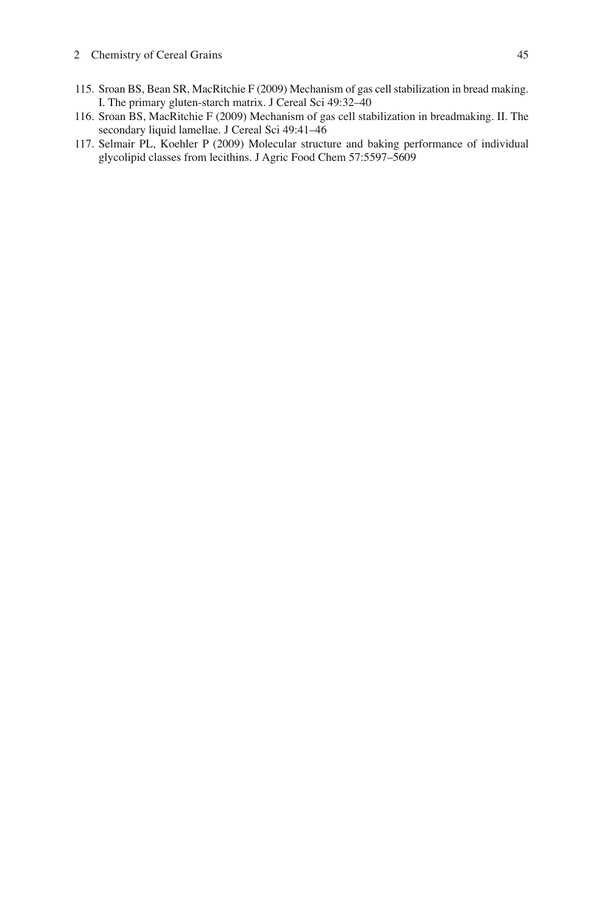115. Sroan BS, Bean SR, MacRitchie F (2009) Mechanism of gas cell stabilization in bread making. I. The primary gluten-starch matrix. J Cereal Sci 49:32–40
116. Sroan BS, MacRitchie F (2009) Mechanism of gas cell stabilization in breadmaking. II. The secondary liquid lamellae. J Cereal Sci 49:41–46
117. Selmair PL, Koehler P (2009) Molecular structure and baking performance of individual glycolipid classes from lecithins. J Agric Food Chem 57:5597–5609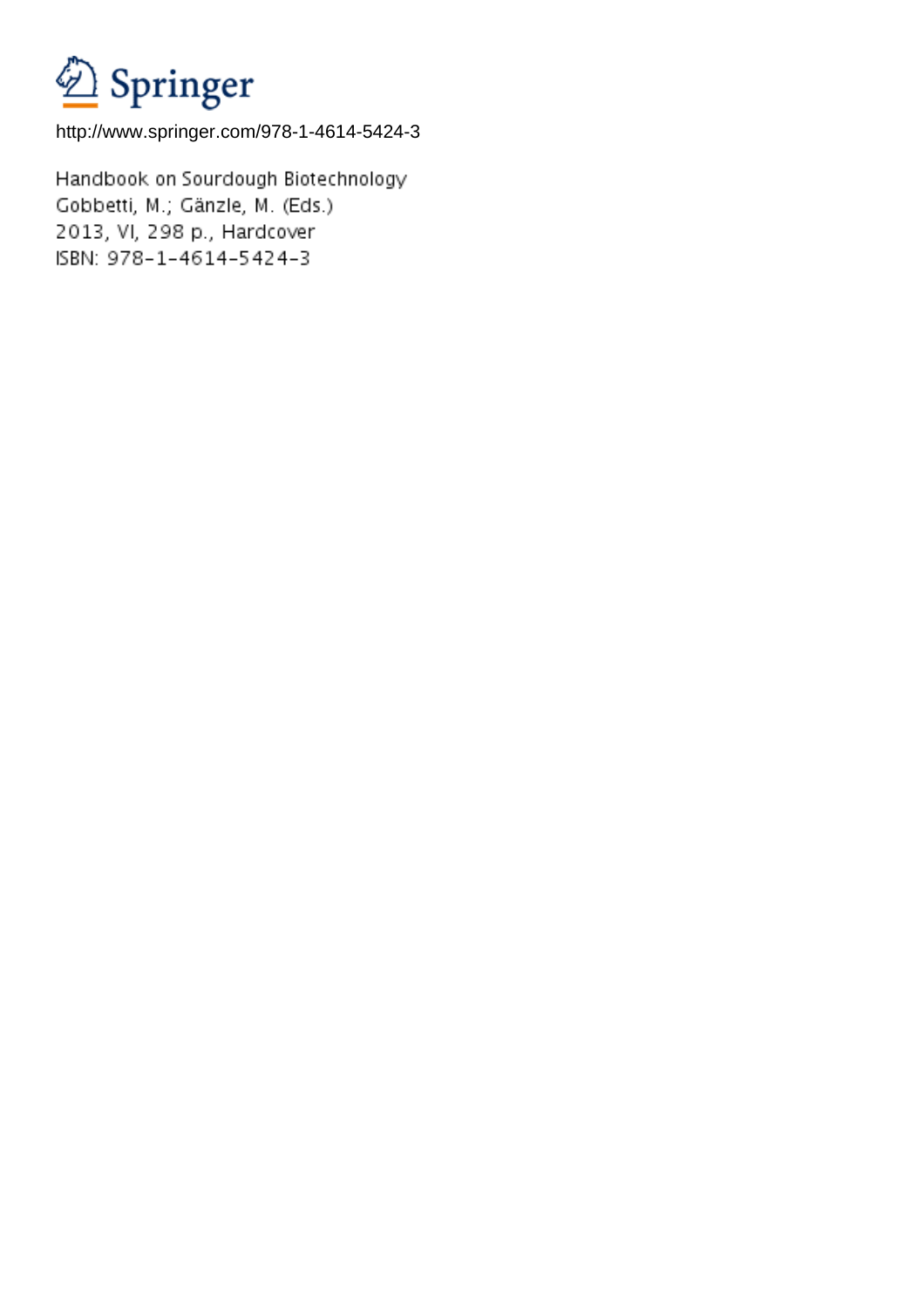Springer

http://www.springer.com/978-1-4614-5424-3

Handbook on Sourdough Biotechnology
Gobbetti, M.; Gänzle, M. (Eds.)
2013, VI, 298 p., Hardcover
ISBN: 978-1-4614-5424-3